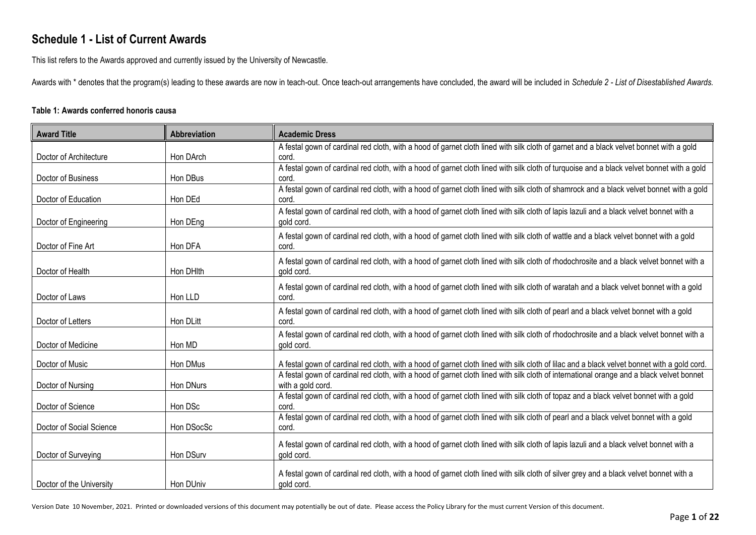# Schedule 1 - List of Current Awards

This list refers to the Awards approved and currently issued by the University of Newcastle.

Awards with * denotes that the program(s) leading to these awards are now in teach-out. Once teach-out arrangements have concluded, the award will be included in *Schedule 2 - List of Disestablished Awards.*

**Table 1: Awards conferred honoris causa**

| Award Title | Abbreviation | Academic Dress |
|---|---|---|
| Doctor of Architecture | Hon DArch | A festal gown of cardinal red cloth, with a hood of garnet cloth lined with silk cloth of garnet and a black velvet bonnet with a gold cord. |
| Doctor of Business | Hon DBus | A festal gown of cardinal red cloth, with a hood of garnet cloth lined with silk cloth of turquoise and a black velvet bonnet with a gold cord. |
| Doctor of Education | Hon DEd | A festal gown of cardinal red cloth, with a hood of garnet cloth lined with silk cloth of shamrock and a black velvet bonnet with a gold cord. |
| Doctor of Engineering | Hon DEng | A festal gown of cardinal red cloth, with a hood of garnet cloth lined with silk cloth of lapis lazuli and a black velvet bonnet with a gold cord. |
| Doctor of Fine Art | Hon DFA | A festal gown of cardinal red cloth, with a hood of garnet cloth lined with silk cloth of wattle and a black velvet bonnet with a gold cord. |
| Doctor of Health | Hon DHlth | A festal gown of cardinal red cloth, with a hood of garnet cloth lined with silk cloth of rhodochrosite and a black velvet bonnet with a gold cord. |
| Doctor of Laws | Hon LLD | A festal gown of cardinal red cloth, with a hood of garnet cloth lined with silk cloth of waratah and a black velvet bonnet with a gold cord. |
| Doctor of Letters | Hon DLitt | A festal gown of cardinal red cloth, with a hood of garnet cloth lined with silk cloth of pearl and a black velvet bonnet with a gold cord. |
| Doctor of Medicine | Hon MD | A festal gown of cardinal red cloth, with a hood of garnet cloth lined with silk cloth of rhodochrosite and a black velvet bonnet with a gold cord. |
| Doctor of Music | Hon DMus | A festal gown of cardinal red cloth, with a hood of garnet cloth lined with silk cloth of lilac and a black velvet bonnet with a gold cord. |
| Doctor of Nursing | Hon DNurs | A festal gown of cardinal red cloth, with a hood of garnet cloth lined with silk cloth of international orange and a black velvet bonnet with a gold cord. |
| Doctor of Science | Hon DSc | A festal gown of cardinal red cloth, with a hood of garnet cloth lined with silk cloth of topaz and a black velvet bonnet with a gold cord. |
| Doctor of Social Science | Hon DSocSc | A festal gown of cardinal red cloth, with a hood of garnet cloth lined with silk cloth of pearl and a black velvet bonnet with a gold cord. |
| Doctor of Surveying | Hon DSurv | A festal gown of cardinal red cloth, with a hood of garnet cloth lined with silk cloth of lapis lazuli and a black velvet bonnet with a gold cord. |
| Doctor of the University | Hon DUniv | A festal gown of cardinal red cloth, with a hood of garnet cloth lined with silk cloth of silver grey and a black velvet bonnet with a gold cord. |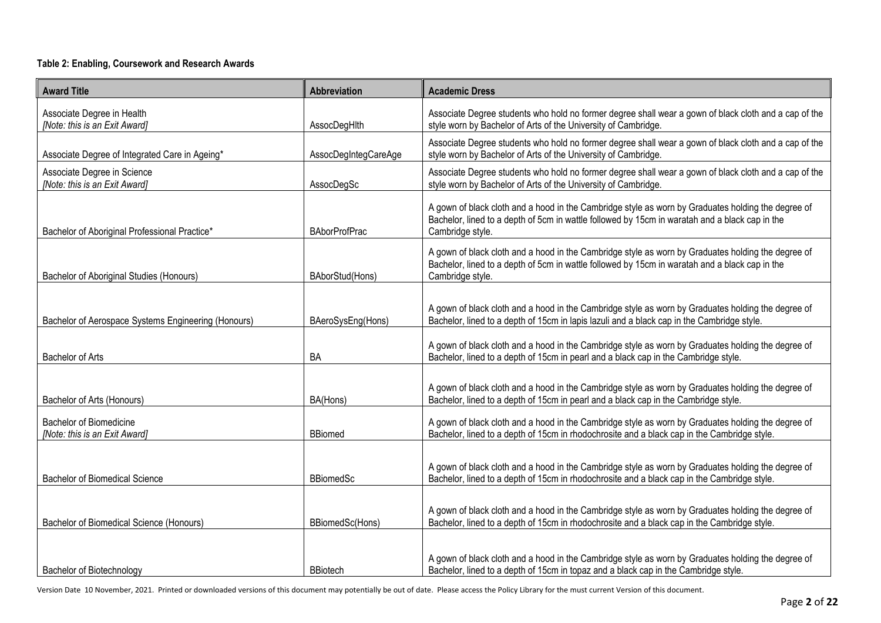**Table 2: Enabling, Coursework and Research Awards**

| Award Title | Abbreviation | Academic Dress |
|---|---|---|
| Associate Degree in Health<br>*[Note: this is an Exit Award]* | AssocDegHlth | Associate Degree students who hold no former degree shall wear a gown of black cloth and a cap of the style worn by Bachelor of Arts of the University of Cambridge. |
| Associate Degree of Integrated Care in Ageing* | AssocDegIntegCareAge | Associate Degree students who hold no former degree shall wear a gown of black cloth and a cap of the style worn by Bachelor of Arts of the University of Cambridge. |
| Associate Degree in Science<br>*[Note: this is an Exit Award]* | AssocDegSc | Associate Degree students who hold no former degree shall wear a gown of black cloth and a cap of the style worn by Bachelor of Arts of the University of Cambridge. |
| Bachelor of Aboriginal Professional Practice* | BAborProfPrac | A gown of black cloth and a hood in the Cambridge style as worn by Graduates holding the degree of Bachelor, lined to a depth of 5cm in wattle followed by 15cm in waratah and a black cap in the Cambridge style. |
| Bachelor of Aboriginal Studies (Honours) | BAborStud(Hons) | A gown of black cloth and a hood in the Cambridge style as worn by Graduates holding the degree of Bachelor, lined to a depth of 5cm in wattle followed by 15cm in waratah and a black cap in the Cambridge style. |
| Bachelor of Aerospace Systems Engineering (Honours) | BAeroSysEng(Hons) | A gown of black cloth and a hood in the Cambridge style as worn by Graduates holding the degree of Bachelor, lined to a depth of 15cm in lapis lazuli and a black cap in the Cambridge style. |
| Bachelor of Arts | BA | A gown of black cloth and a hood in the Cambridge style as worn by Graduates holding the degree of Bachelor, lined to a depth of 15cm in pearl and a black cap in the Cambridge style. |
| Bachelor of Arts (Honours) | BA(Hons) | A gown of black cloth and a hood in the Cambridge style as worn by Graduates holding the degree of Bachelor, lined to a depth of 15cm in pearl and a black cap in the Cambridge style. |
| Bachelor of Biomedicine<br>*[Note: this is an Exit Award]* | BBiomed | A gown of black cloth and a hood in the Cambridge style as worn by Graduates holding the degree of Bachelor, lined to a depth of 15cm in rhodochrosite and a black cap in the Cambridge style. |
| Bachelor of Biomedical Science | BBiomedSc | A gown of black cloth and a hood in the Cambridge style as worn by Graduates holding the degree of Bachelor, lined to a depth of 15cm in rhodochrosite and a black cap in the Cambridge style. |
| Bachelor of Biomedical Science (Honours) | BBiomedSc(Hons) | A gown of black cloth and a hood in the Cambridge style as worn by Graduates holding the degree of Bachelor, lined to a depth of 15cm in rhodochrosite and a black cap in the Cambridge style. |
| Bachelor of Biotechnology | BBiotech | A gown of black cloth and a hood in the Cambridge style as worn by Graduates holding the degree of Bachelor, lined to a depth of 15cm in topaz and a black cap in the Cambridge style. |

Version Date 10 November, 2021. Printed or downloaded versions of this document may potentially be out of date. Please access the Policy Library for the must current Version of this document.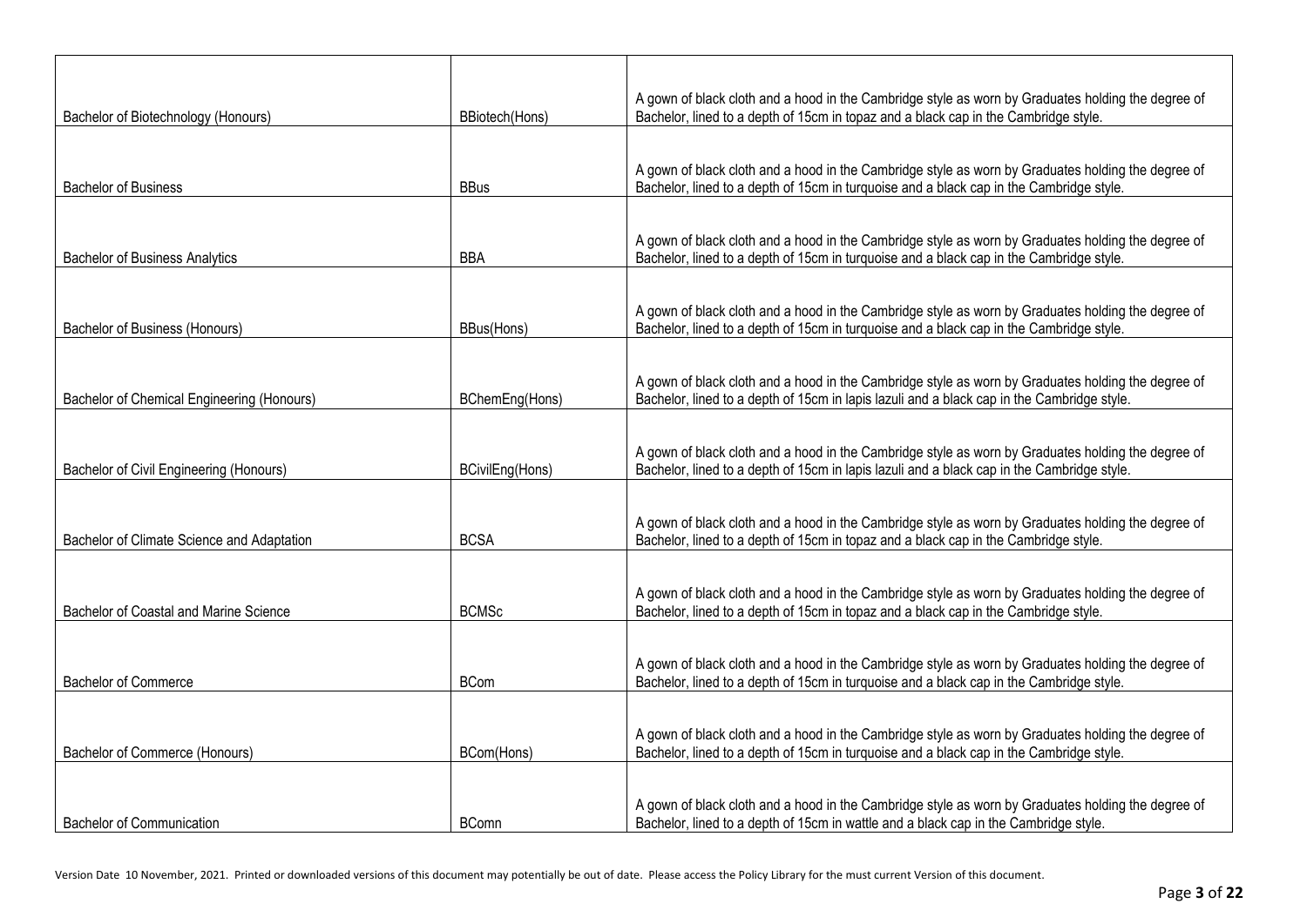| Bachelor of Biotechnology (Honours) | BBiotech(Hons) | A gown of black cloth and a hood in the Cambridge style as worn by Graduates holding the degree of Bachelor, lined to a depth of 15cm in topaz and a black cap in the Cambridge style. |
|---|---|---|
| Bachelor of Business | BBus | A gown of black cloth and a hood in the Cambridge style as worn by Graduates holding the degree of Bachelor, lined to a depth of 15cm in turquoise and a black cap in the Cambridge style. |
| Bachelor of Business Analytics | BBA | A gown of black cloth and a hood in the Cambridge style as worn by Graduates holding the degree of Bachelor, lined to a depth of 15cm in turquoise and a black cap in the Cambridge style. |
| Bachelor of Business (Honours) | BBus(Hons) | A gown of black cloth and a hood in the Cambridge style as worn by Graduates holding the degree of Bachelor, lined to a depth of 15cm in turquoise and a black cap in the Cambridge style. |
| Bachelor of Chemical Engineering (Honours) | BChemEng(Hons) | A gown of black cloth and a hood in the Cambridge style as worn by Graduates holding the degree of Bachelor, lined to a depth of 15cm in lapis lazuli and a black cap in the Cambridge style. |
| Bachelor of Civil Engineering (Honours) | BCivilEng(Hons) | A gown of black cloth and a hood in the Cambridge style as worn by Graduates holding the degree of Bachelor, lined to a depth of 15cm in lapis lazuli and a black cap in the Cambridge style. |
| Bachelor of Climate Science and Adaptation | BCSA | A gown of black cloth and a hood in the Cambridge style as worn by Graduates holding the degree of Bachelor, lined to a depth of 15cm in topaz and a black cap in the Cambridge style. |
| Bachelor of Coastal and Marine Science | BCMSc | A gown of black cloth and a hood in the Cambridge style as worn by Graduates holding the degree of Bachelor, lined to a depth of 15cm in topaz and a black cap in the Cambridge style. |
| Bachelor of Commerce | BCom | A gown of black cloth and a hood in the Cambridge style as worn by Graduates holding the degree of Bachelor, lined to a depth of 15cm in turquoise and a black cap in the Cambridge style. |
| Bachelor of Commerce (Honours) | BCom(Hons) | A gown of black cloth and a hood in the Cambridge style as worn by Graduates holding the degree of Bachelor, lined to a depth of 15cm in turquoise and a black cap in the Cambridge style. |
| Bachelor of Communication | BComn | A gown of black cloth and a hood in the Cambridge style as worn by Graduates holding the degree of Bachelor, lined to a depth of 15cm in wattle and a black cap in the Cambridge style. |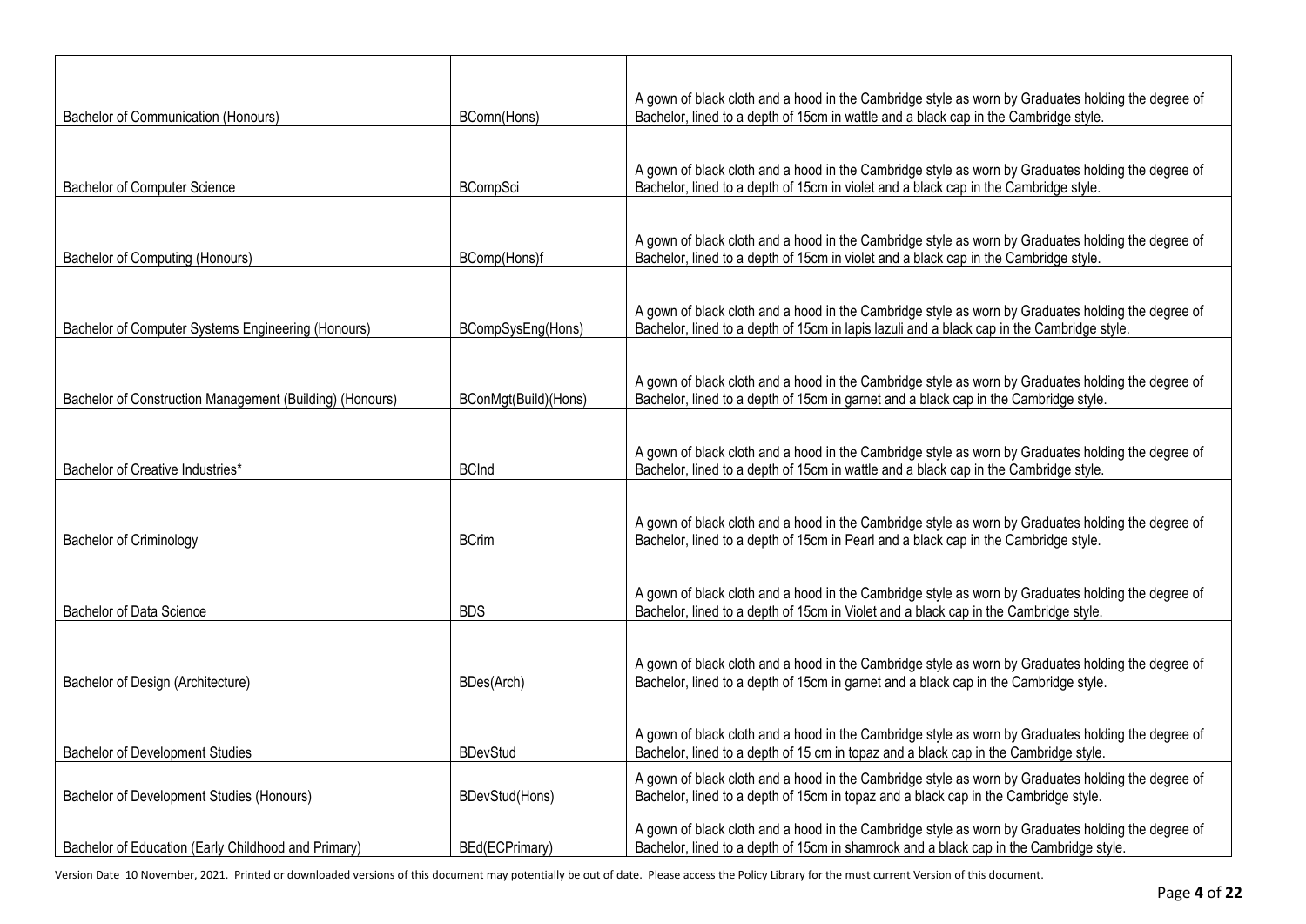| | | |
|---|---|---|
| Bachelor of Communication (Honours) | BComn(Hons) | A gown of black cloth and a hood in the Cambridge style as worn by Graduates holding the degree of Bachelor, lined to a depth of 15cm in wattle and a black cap in the Cambridge style. |
| Bachelor of Computer Science | BCompSci | A gown of black cloth and a hood in the Cambridge style as worn by Graduates holding the degree of Bachelor, lined to a depth of 15cm in violet and a black cap in the Cambridge style. |
| Bachelor of Computing (Honours) | BComp(Hons)f | A gown of black cloth and a hood in the Cambridge style as worn by Graduates holding the degree of Bachelor, lined to a depth of 15cm in violet and a black cap in the Cambridge style. |
| Bachelor of Computer Systems Engineering (Honours) | BCompSysEng(Hons) | A gown of black cloth and a hood in the Cambridge style as worn by Graduates holding the degree of Bachelor, lined to a depth of 15cm in lapis lazuli and a black cap in the Cambridge style. |
| Bachelor of Construction Management (Building) (Honours) | BConMgt(Build)(Hons) | A gown of black cloth and a hood in the Cambridge style as worn by Graduates holding the degree of Bachelor, lined to a depth of 15cm in garnet and a black cap in the Cambridge style. |
| Bachelor of Creative Industries* | BCInd | A gown of black cloth and a hood in the Cambridge style as worn by Graduates holding the degree of Bachelor, lined to a depth of 15cm in wattle and a black cap in the Cambridge style. |
| Bachelor of Criminology | BCrim | A gown of black cloth and a hood in the Cambridge style as worn by Graduates holding the degree of Bachelor, lined to a depth of 15cm in Pearl and a black cap in the Cambridge style. |
| Bachelor of Data Science | BDS | A gown of black cloth and a hood in the Cambridge style as worn by Graduates holding the degree of Bachelor, lined to a depth of 15cm in Violet and a black cap in the Cambridge style. |
| Bachelor of Design (Architecture) | BDes(Arch) | A gown of black cloth and a hood in the Cambridge style as worn by Graduates holding the degree of Bachelor, lined to a depth of 15cm in garnet and a black cap in the Cambridge style. |
| Bachelor of Development Studies | BDevStud | A gown of black cloth and a hood in the Cambridge style as worn by Graduates holding the degree of Bachelor, lined to a depth of 15 cm in topaz and a black cap in the Cambridge style. |
| Bachelor of Development Studies (Honours) | BDevStud(Hons) | A gown of black cloth and a hood in the Cambridge style as worn by Graduates holding the degree of Bachelor, lined to a depth of 15cm in topaz and a black cap in the Cambridge style. |
| Bachelor of Education (Early Childhood and Primary) | BEd(ECPrimary) | A gown of black cloth and a hood in the Cambridge style as worn by Graduates holding the degree of Bachelor, lined to a depth of 15cm in shamrock and a black cap in the Cambridge style. |

Version Date 10 November, 2021. Printed or downloaded versions of this document may potentially be out of date. Please access the Policy Library for the must current Version of this document.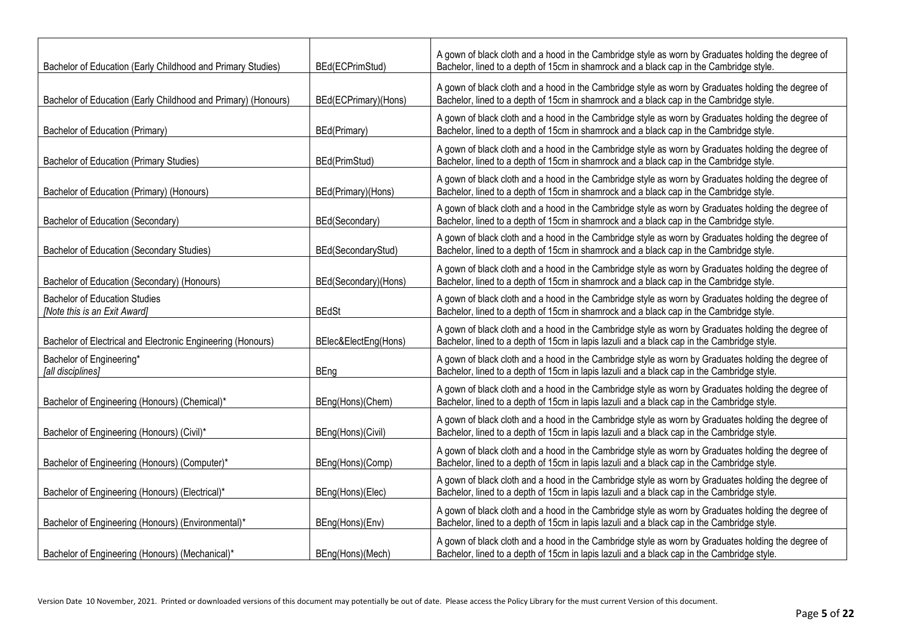| | | |
|---|---|---|
| Bachelor of Education (Early Childhood and Primary Studies) | BEd(ECPrimStud) | A gown of black cloth and a hood in the Cambridge style as worn by Graduates holding the degree of Bachelor, lined to a depth of 15cm in shamrock and a black cap in the Cambridge style. |
| Bachelor of Education (Early Childhood and Primary) (Honours) | BEd(ECPrimary)(Hons) | A gown of black cloth and a hood in the Cambridge style as worn by Graduates holding the degree of Bachelor, lined to a depth of 15cm in shamrock and a black cap in the Cambridge style. |
| Bachelor of Education (Primary) | BEd(Primary) | A gown of black cloth and a hood in the Cambridge style as worn by Graduates holding the degree of Bachelor, lined to a depth of 15cm in shamrock and a black cap in the Cambridge style. |
| Bachelor of Education (Primary Studies) | BEd(PrimStud) | A gown of black cloth and a hood in the Cambridge style as worn by Graduates holding the degree of Bachelor, lined to a depth of 15cm in shamrock and a black cap in the Cambridge style. |
| Bachelor of Education (Primary) (Honours) | BEd(Primary)(Hons) | A gown of black cloth and a hood in the Cambridge style as worn by Graduates holding the degree of Bachelor, lined to a depth of 15cm in shamrock and a black cap in the Cambridge style. |
| Bachelor of Education (Secondary) | BEd(Secondary) | A gown of black cloth and a hood in the Cambridge style as worn by Graduates holding the degree of Bachelor, lined to a depth of 15cm in shamrock and a black cap in the Cambridge style. |
| Bachelor of Education (Secondary Studies) | BEd(SecondaryStud) | A gown of black cloth and a hood in the Cambridge style as worn by Graduates holding the degree of Bachelor, lined to a depth of 15cm in shamrock and a black cap in the Cambridge style. |
| Bachelor of Education (Secondary) (Honours) | BEd(Secondary)(Hons) | A gown of black cloth and a hood in the Cambridge style as worn by Graduates holding the degree of Bachelor, lined to a depth of 15cm in shamrock and a black cap in the Cambridge style. |
| Bachelor of Education Studies *[Note this is an Exit Award]* | BEdSt | A gown of black cloth and a hood in the Cambridge style as worn by Graduates holding the degree of Bachelor, lined to a depth of 15cm in shamrock and a black cap in the Cambridge style. |
| Bachelor of Electrical and Electronic Engineering (Honours) | BElec&ElectEng(Hons) | A gown of black cloth and a hood in the Cambridge style as worn by Graduates holding the degree of Bachelor, lined to a depth of 15cm in lapis lazuli and a black cap in the Cambridge style. |
| Bachelor of Engineering* *[all disciplines]* | BEng | A gown of black cloth and a hood in the Cambridge style as worn by Graduates holding the degree of Bachelor, lined to a depth of 15cm in lapis lazuli and a black cap in the Cambridge style. |
| Bachelor of Engineering (Honours) (Chemical)* | BEng(Hons)(Chem) | A gown of black cloth and a hood in the Cambridge style as worn by Graduates holding the degree of Bachelor, lined to a depth of 15cm in lapis lazuli and a black cap in the Cambridge style. |
| Bachelor of Engineering (Honours) (Civil)* | BEng(Hons)(Civil) | A gown of black cloth and a hood in the Cambridge style as worn by Graduates holding the degree of Bachelor, lined to a depth of 15cm in lapis lazuli and a black cap in the Cambridge style. |
| Bachelor of Engineering (Honours) (Computer)* | BEng(Hons)(Comp) | A gown of black cloth and a hood in the Cambridge style as worn by Graduates holding the degree of Bachelor, lined to a depth of 15cm in lapis lazuli and a black cap in the Cambridge style. |
| Bachelor of Engineering (Honours) (Electrical)* | BEng(Hons)(Elec) | A gown of black cloth and a hood in the Cambridge style as worn by Graduates holding the degree of Bachelor, lined to a depth of 15cm in lapis lazuli and a black cap in the Cambridge style. |
| Bachelor of Engineering (Honours) (Environmental)* | BEng(Hons)(Env) | A gown of black cloth and a hood in the Cambridge style as worn by Graduates holding the degree of Bachelor, lined to a depth of 15cm in lapis lazuli and a black cap in the Cambridge style. |
| Bachelor of Engineering (Honours) (Mechanical)* | BEng(Hons)(Mech) | A gown of black cloth and a hood in the Cambridge style as worn by Graduates holding the degree of Bachelor, lined to a depth of 15cm in lapis lazuli and a black cap in the Cambridge style. |

Version Date 10 November, 2021. Printed or downloaded versions of this document may potentially be out of date. Please access the Policy Library for the must current Version of this document.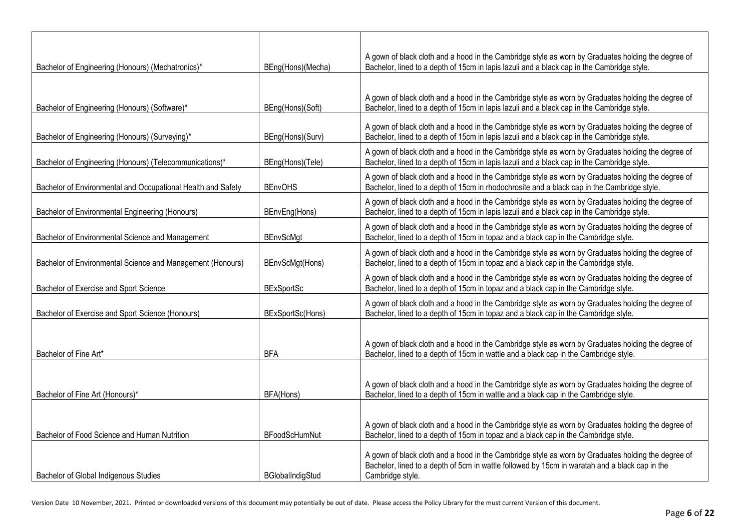| | | |
|---|---|---|
| Bachelor of Engineering (Honours) (Mechatronics)* | BEng(Hons)(Mecha) | A gown of black cloth and a hood in the Cambridge style as worn by Graduates holding the degree of Bachelor, lined to a depth of 15cm in lapis lazuli and a black cap in the Cambridge style. |
| Bachelor of Engineering (Honours) (Software)* | BEng(Hons)(Soft) | A gown of black cloth and a hood in the Cambridge style as worn by Graduates holding the degree of Bachelor, lined to a depth of 15cm in lapis lazuli and a black cap in the Cambridge style. |
| Bachelor of Engineering (Honours) (Surveying)* | BEng(Hons)(Surv) | A gown of black cloth and a hood in the Cambridge style as worn by Graduates holding the degree of Bachelor, lined to a depth of 15cm in lapis lazuli and a black cap in the Cambridge style. |
| Bachelor of Engineering (Honours) (Telecommunications)* | BEng(Hons)(Tele) | A gown of black cloth and a hood in the Cambridge style as worn by Graduates holding the degree of Bachelor, lined to a depth of 15cm in lapis lazuli and a black cap in the Cambridge style. |
| Bachelor of Environmental and Occupational Health and Safety | BEnvOHS | A gown of black cloth and a hood in the Cambridge style as worn by Graduates holding the degree of Bachelor, lined to a depth of 15cm in rhodochrosite and a black cap in the Cambridge style. |
| Bachelor of Environmental Engineering (Honours) | BEnvEng(Hons) | A gown of black cloth and a hood in the Cambridge style as worn by Graduates holding the degree of Bachelor, lined to a depth of 15cm in lapis lazuli and a black cap in the Cambridge style. |
| Bachelor of Environmental Science and Management | BEnvScMgt | A gown of black cloth and a hood in the Cambridge style as worn by Graduates holding the degree of Bachelor, lined to a depth of 15cm in topaz and a black cap in the Cambridge style. |
| Bachelor of Environmental Science and Management (Honours) | BEnvScMgt(Hons) | A gown of black cloth and a hood in the Cambridge style as worn by Graduates holding the degree of Bachelor, lined to a depth of 15cm in topaz and a black cap in the Cambridge style. |
| Bachelor of Exercise and Sport Science | BExSportSc | A gown of black cloth and a hood in the Cambridge style as worn by Graduates holding the degree of Bachelor, lined to a depth of 15cm in topaz and a black cap in the Cambridge style. |
| Bachelor of Exercise and Sport Science (Honours) | BExSportSc(Hons) | A gown of black cloth and a hood in the Cambridge style as worn by Graduates holding the degree of Bachelor, lined to a depth of 15cm in topaz and a black cap in the Cambridge style. |
| Bachelor of Fine Art* | BFA | A gown of black cloth and a hood in the Cambridge style as worn by Graduates holding the degree of Bachelor, lined to a depth of 15cm in wattle and a black cap in the Cambridge style. |
| Bachelor of Fine Art (Honours)* | BFA(Hons) | A gown of black cloth and a hood in the Cambridge style as worn by Graduates holding the degree of Bachelor, lined to a depth of 15cm in wattle and a black cap in the Cambridge style. |
| Bachelor of Food Science and Human Nutrition | BFoodScHumNut | A gown of black cloth and a hood in the Cambridge style as worn by Graduates holding the degree of Bachelor, lined to a depth of 15cm in topaz and a black cap in the Cambridge style. |
| Bachelor of Global Indigenous Studies | BGlobalIndigStud | A gown of black cloth and a hood in the Cambridge style as worn by Graduates holding the degree of Bachelor, lined to a depth of 5cm in wattle followed by 15cm in waratah and a black cap in the Cambridge style. |

Version Date 10 November, 2021. Printed or downloaded versions of this document may potentially be out of date. Please access the Policy Library for the must current Version of this document.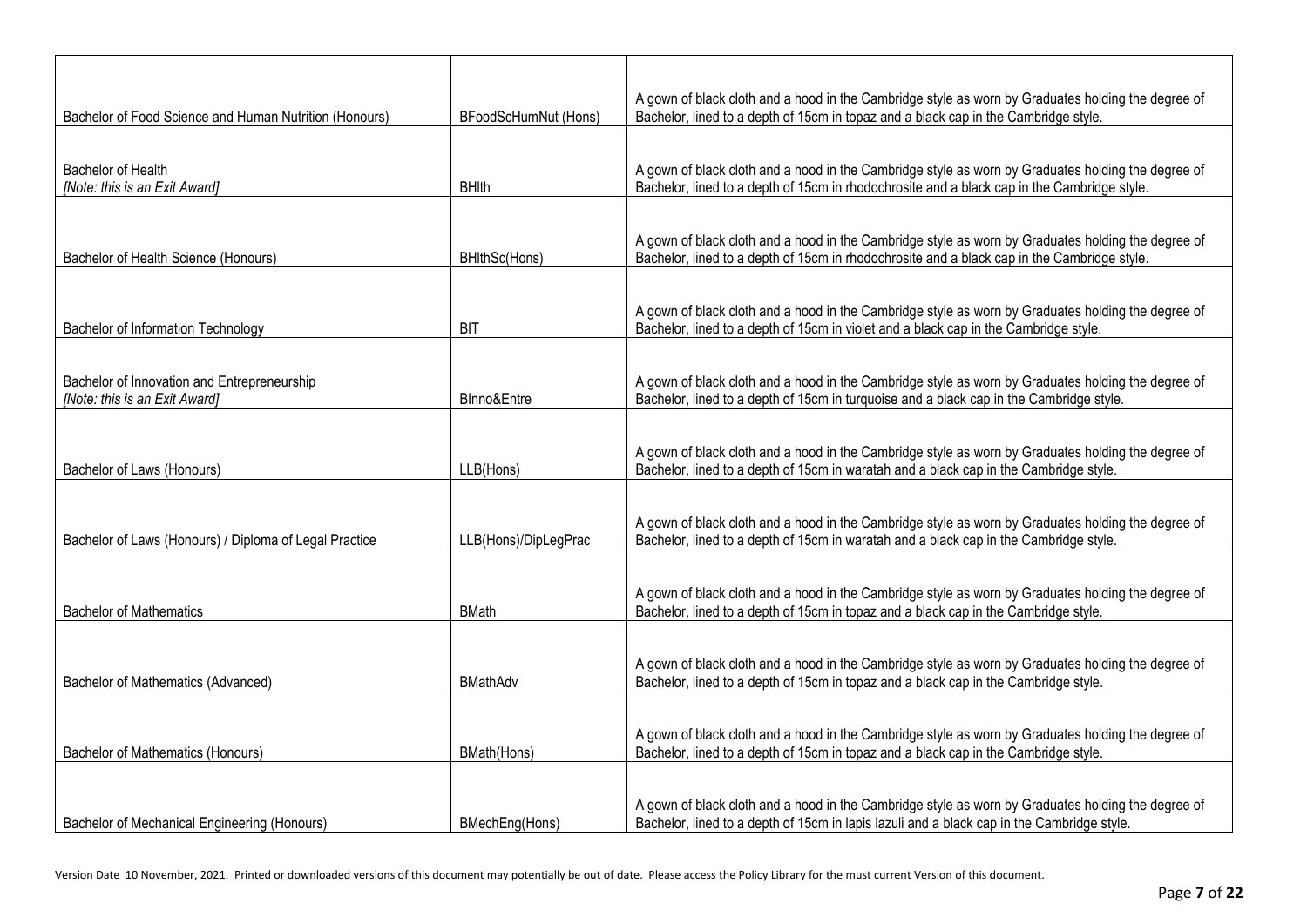| | | |
|---|---|---|
| Bachelor of Food Science and Human Nutrition (Honours) | BFoodScHumNut (Hons) | A gown of black cloth and a hood in the Cambridge style as worn by Graduates holding the degree of Bachelor, lined to a depth of 15cm in topaz and a black cap in the Cambridge style. |
| Bachelor of Health<br>*[Note: this is an Exit Award]* | BHlth | A gown of black cloth and a hood in the Cambridge style as worn by Graduates holding the degree of Bachelor, lined to a depth of 15cm in rhodochrosite and a black cap in the Cambridge style. |
| Bachelor of Health Science (Honours) | BHlthSc(Hons) | A gown of black cloth and a hood in the Cambridge style as worn by Graduates holding the degree of Bachelor, lined to a depth of 15cm in rhodochrosite and a black cap in the Cambridge style. |
| Bachelor of Information Technology | BIT | A gown of black cloth and a hood in the Cambridge style as worn by Graduates holding the degree of Bachelor, lined to a depth of 15cm in violet and a black cap in the Cambridge style. |
| Bachelor of Innovation and Entrepreneurship<br>*[Note: this is an Exit Award]* | BInno&Entre | A gown of black cloth and a hood in the Cambridge style as worn by Graduates holding the degree of Bachelor, lined to a depth of 15cm in turquoise and a black cap in the Cambridge style. |
| Bachelor of Laws (Honours) | LLB(Hons) | A gown of black cloth and a hood in the Cambridge style as worn by Graduates holding the degree of Bachelor, lined to a depth of 15cm in waratah and a black cap in the Cambridge style. |
| Bachelor of Laws (Honours) / Diploma of Legal Practice | LLB(Hons)/DipLegPrac | A gown of black cloth and a hood in the Cambridge style as worn by Graduates holding the degree of Bachelor, lined to a depth of 15cm in waratah and a black cap in the Cambridge style. |
| Bachelor of Mathematics | BMath | A gown of black cloth and a hood in the Cambridge style as worn by Graduates holding the degree of Bachelor, lined to a depth of 15cm in topaz and a black cap in the Cambridge style. |
| Bachelor of Mathematics (Advanced) | BMathAdv | A gown of black cloth and a hood in the Cambridge style as worn by Graduates holding the degree of Bachelor, lined to a depth of 15cm in topaz and a black cap in the Cambridge style. |
| Bachelor of Mathematics (Honours) | BMath(Hons) | A gown of black cloth and a hood in the Cambridge style as worn by Graduates holding the degree of Bachelor, lined to a depth of 15cm in topaz and a black cap in the Cambridge style. |
| Bachelor of Mechanical Engineering (Honours) | BMechEng(Hons) | A gown of black cloth and a hood in the Cambridge style as worn by Graduates holding the degree of Bachelor, lined to a depth of 15cm in lapis lazuli and a black cap in the Cambridge style. |

Version Date 10 November, 2021. Printed or downloaded versions of this document may potentially be out of date. Please access the Policy Library for the must current Version of this document.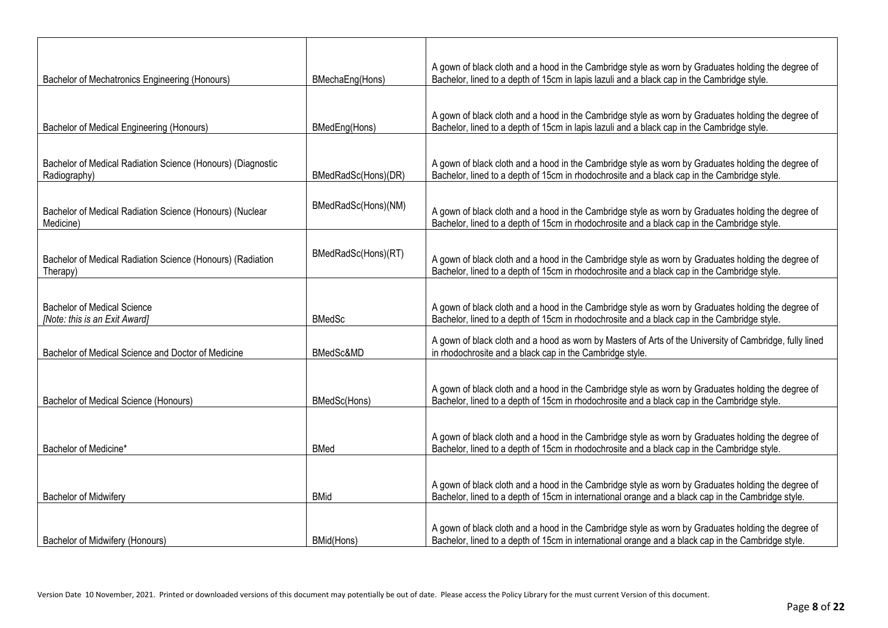| | | |
|---|---|---|
| Bachelor of Mechatronics Engineering (Honours) | BMechaEng(Hons) | A gown of black cloth and a hood in the Cambridge style as worn by Graduates holding the degree of Bachelor, lined to a depth of 15cm in lapis lazuli and a black cap in the Cambridge style. |
| Bachelor of Medical Engineering (Honours) | BMedEng(Hons) | A gown of black cloth and a hood in the Cambridge style as worn by Graduates holding the degree of Bachelor, lined to a depth of 15cm in lapis lazuli and a black cap in the Cambridge style. |
| Bachelor of Medical Radiation Science (Honours) (Diagnostic Radiography) | BMedRadSc(Hons)(DR) | A gown of black cloth and a hood in the Cambridge style as worn by Graduates holding the degree of Bachelor, lined to a depth of 15cm in rhodochrosite and a black cap in the Cambridge style. |
| Bachelor of Medical Radiation Science (Honours) (Nuclear Medicine) | BMedRadSc(Hons)(NM) | A gown of black cloth and a hood in the Cambridge style as worn by Graduates holding the degree of Bachelor, lined to a depth of 15cm in rhodochrosite and a black cap in the Cambridge style. |
| Bachelor of Medical Radiation Science (Honours) (Radiation Therapy) | BMedRadSc(Hons)(RT) | A gown of black cloth and a hood in the Cambridge style as worn by Graduates holding the degree of Bachelor, lined to a depth of 15cm in rhodochrosite and a black cap in the Cambridge style. |
| Bachelor of Medical Science<br>*[Note: this is an Exit Award]* | BMedSc | A gown of black cloth and a hood in the Cambridge style as worn by Graduates holding the degree of Bachelor, lined to a depth of 15cm in rhodochrosite and a black cap in the Cambridge style. |
| Bachelor of Medical Science and Doctor of Medicine | BMedSc&MD | A gown of black cloth and a hood as worn by Masters of Arts of the University of Cambridge, fully lined in rhodochrosite and a black cap in the Cambridge style. |
| Bachelor of Medical Science (Honours) | BMedSc(Hons) | A gown of black cloth and a hood in the Cambridge style as worn by Graduates holding the degree of Bachelor, lined to a depth of 15cm in rhodochrosite and a black cap in the Cambridge style. |
| Bachelor of Medicine* | BMed | A gown of black cloth and a hood in the Cambridge style as worn by Graduates holding the degree of Bachelor, lined to a depth of 15cm in rhodochrosite and a black cap in the Cambridge style. |
| Bachelor of Midwifery | BMid | A gown of black cloth and a hood in the Cambridge style as worn by Graduates holding the degree of Bachelor, lined to a depth of 15cm in international orange and a black cap in the Cambridge style. |
| Bachelor of Midwifery (Honours) | BMid(Hons) | A gown of black cloth and a hood in the Cambridge style as worn by Graduates holding the degree of Bachelor, lined to a depth of 15cm in international orange and a black cap in the Cambridge style. |

Version Date 10 November, 2021. Printed or downloaded versions of this document may potentially be out of date. Please access the Policy Library for the must current Version of this document.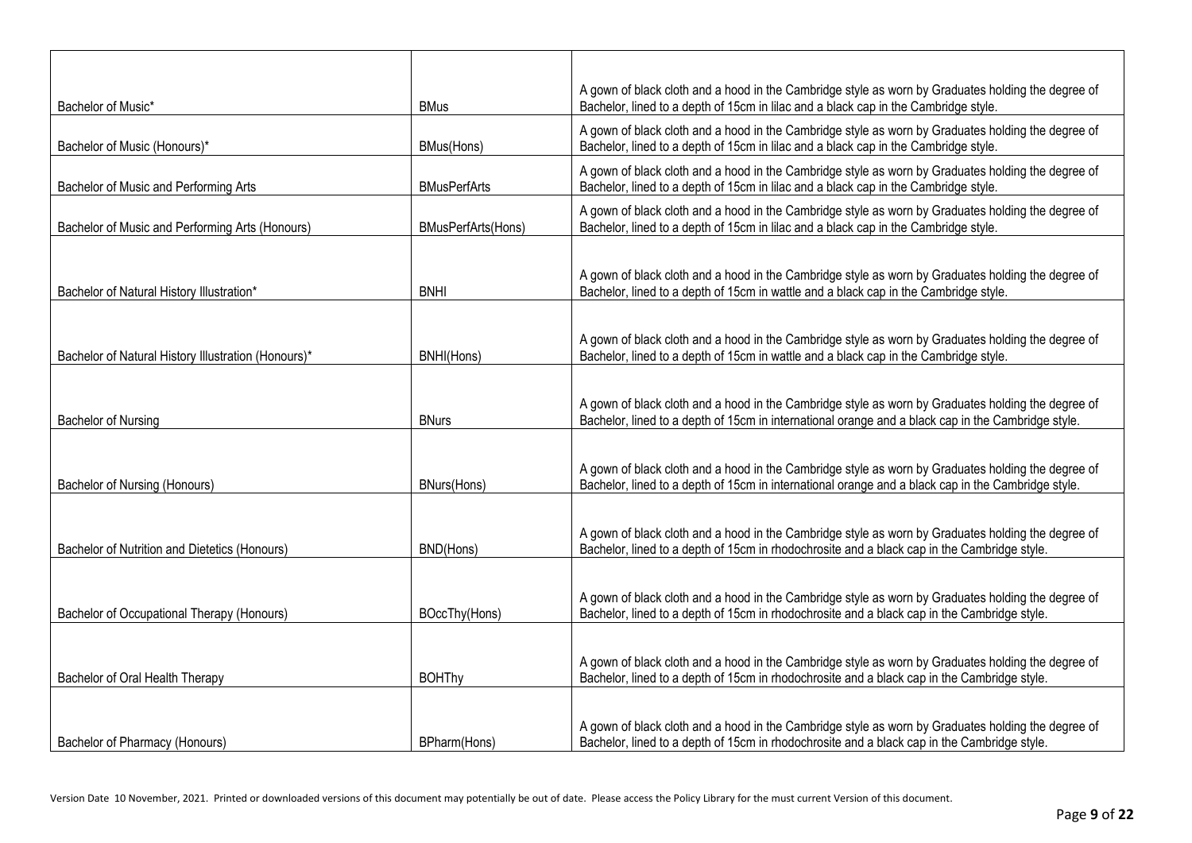| | | |
|---|---|---|
| Bachelor of Music* | BMus | A gown of black cloth and a hood in the Cambridge style as worn by Graduates holding the degree of Bachelor, lined to a depth of 15cm in lilac and a black cap in the Cambridge style. |
| Bachelor of Music (Honours)* | BMus(Hons) | A gown of black cloth and a hood in the Cambridge style as worn by Graduates holding the degree of Bachelor, lined to a depth of 15cm in lilac and a black cap in the Cambridge style. |
| Bachelor of Music and Performing Arts | BMusPerfArts | A gown of black cloth and a hood in the Cambridge style as worn by Graduates holding the degree of Bachelor, lined to a depth of 15cm in lilac and a black cap in the Cambridge style. |
| Bachelor of Music and Performing Arts (Honours) | BMusPerfArts(Hons) | A gown of black cloth and a hood in the Cambridge style as worn by Graduates holding the degree of Bachelor, lined to a depth of 15cm in lilac and a black cap in the Cambridge style. |
| Bachelor of Natural History Illustration* | BNHI | A gown of black cloth and a hood in the Cambridge style as worn by Graduates holding the degree of Bachelor, lined to a depth of 15cm in wattle and a black cap in the Cambridge style. |
| Bachelor of Natural History Illustration (Honours)* | BNHI(Hons) | A gown of black cloth and a hood in the Cambridge style as worn by Graduates holding the degree of Bachelor, lined to a depth of 15cm in wattle and a black cap in the Cambridge style. |
| Bachelor of Nursing | BNurs | A gown of black cloth and a hood in the Cambridge style as worn by Graduates holding the degree of Bachelor, lined to a depth of 15cm in international orange and a black cap in the Cambridge style. |
| Bachelor of Nursing (Honours) | BNurs(Hons) | A gown of black cloth and a hood in the Cambridge style as worn by Graduates holding the degree of Bachelor, lined to a depth of 15cm in international orange and a black cap in the Cambridge style. |
| Bachelor of Nutrition and Dietetics (Honours) | BND(Hons) | A gown of black cloth and a hood in the Cambridge style as worn by Graduates holding the degree of Bachelor, lined to a depth of 15cm in rhodochrosite and a black cap in the Cambridge style. |
| Bachelor of Occupational Therapy (Honours) | BOccThy(Hons) | A gown of black cloth and a hood in the Cambridge style as worn by Graduates holding the degree of Bachelor, lined to a depth of 15cm in rhodochrosite and a black cap in the Cambridge style. |
| Bachelor of Oral Health Therapy | BOHThy | A gown of black cloth and a hood in the Cambridge style as worn by Graduates holding the degree of Bachelor, lined to a depth of 15cm in rhodochrosite and a black cap in the Cambridge style. |
| Bachelor of Pharmacy (Honours) | BPharm(Hons) | A gown of black cloth and a hood in the Cambridge style as worn by Graduates holding the degree of Bachelor, lined to a depth of 15cm in rhodochrosite and a black cap in the Cambridge style. |

Version Date 10 November, 2021. Printed or downloaded versions of this document may potentially be out of date. Please access the Policy Library for the must current Version of this document.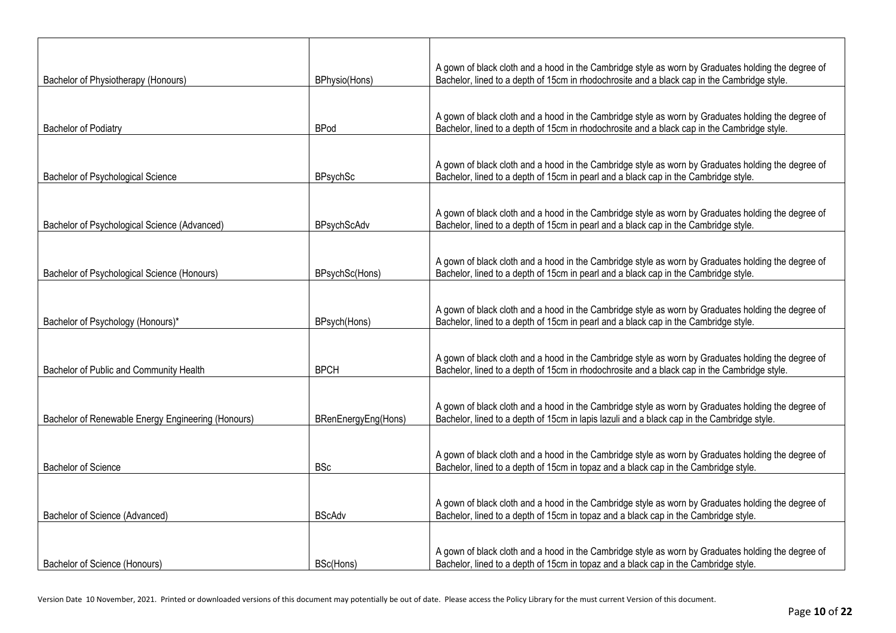| | | |
|---|---|---|
| Bachelor of Physiotherapy (Honours) | BPhysio(Hons) | A gown of black cloth and a hood in the Cambridge style as worn by Graduates holding the degree of Bachelor, lined to a depth of 15cm in rhodochrosite and a black cap in the Cambridge style. |
| Bachelor of Podiatry | BPod | A gown of black cloth and a hood in the Cambridge style as worn by Graduates holding the degree of Bachelor, lined to a depth of 15cm in rhodochrosite and a black cap in the Cambridge style. |
| Bachelor of Psychological Science | BPsychSc | A gown of black cloth and a hood in the Cambridge style as worn by Graduates holding the degree of Bachelor, lined to a depth of 15cm in pearl and a black cap in the Cambridge style. |
| Bachelor of Psychological Science (Advanced) | BPsychScAdv | A gown of black cloth and a hood in the Cambridge style as worn by Graduates holding the degree of Bachelor, lined to a depth of 15cm in pearl and a black cap in the Cambridge style. |
| Bachelor of Psychological Science (Honours) | BPsychSc(Hons) | A gown of black cloth and a hood in the Cambridge style as worn by Graduates holding the degree of Bachelor, lined to a depth of 15cm in pearl and a black cap in the Cambridge style. |
| Bachelor of Psychology (Honours)* | BPsych(Hons) | A gown of black cloth and a hood in the Cambridge style as worn by Graduates holding the degree of Bachelor, lined to a depth of 15cm in pearl and a black cap in the Cambridge style. |
| Bachelor of Public and Community Health | BPCH | A gown of black cloth and a hood in the Cambridge style as worn by Graduates holding the degree of Bachelor, lined to a depth of 15cm in rhodochrosite and a black cap in the Cambridge style. |
| Bachelor of Renewable Energy Engineering (Honours) | BRenEnergyEng(Hons) | A gown of black cloth and a hood in the Cambridge style as worn by Graduates holding the degree of Bachelor, lined to a depth of 15cm in lapis lazuli and a black cap in the Cambridge style. |
| Bachelor of Science | BSc | A gown of black cloth and a hood in the Cambridge style as worn by Graduates holding the degree of Bachelor, lined to a depth of 15cm in topaz and a black cap in the Cambridge style. |
| Bachelor of Science (Advanced) | BScAdv | A gown of black cloth and a hood in the Cambridge style as worn by Graduates holding the degree of Bachelor, lined to a depth of 15cm in topaz and a black cap in the Cambridge style. |
| Bachelor of Science (Honours) | BSc(Hons) | A gown of black cloth and a hood in the Cambridge style as worn by Graduates holding the degree of Bachelor, lined to a depth of 15cm in topaz and a black cap in the Cambridge style. |

Version Date 10 November, 2021. Printed or downloaded versions of this document may potentially be out of date. Please access the Policy Library for the must current Version of this document.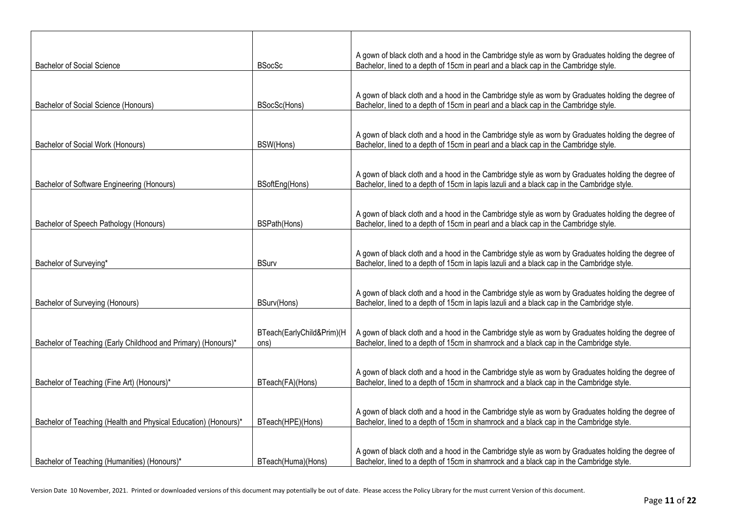| | | |
|---|---|---|
| Bachelor of Social Science | BSocSc | A gown of black cloth and a hood in the Cambridge style as worn by Graduates holding the degree of Bachelor, lined to a depth of 15cm in pearl and a black cap in the Cambridge style. |
| Bachelor of Social Science (Honours) | BSocSc(Hons) | A gown of black cloth and a hood in the Cambridge style as worn by Graduates holding the degree of Bachelor, lined to a depth of 15cm in pearl and a black cap in the Cambridge style. |
| Bachelor of Social Work (Honours) | BSW(Hons) | A gown of black cloth and a hood in the Cambridge style as worn by Graduates holding the degree of Bachelor, lined to a depth of 15cm in pearl and a black cap in the Cambridge style. |
| Bachelor of Software Engineering (Honours) | BSoftEng(Hons) | A gown of black cloth and a hood in the Cambridge style as worn by Graduates holding the degree of Bachelor, lined to a depth of 15cm in lapis lazuli and a black cap in the Cambridge style. |
| Bachelor of Speech Pathology (Honours) | BSPath(Hons) | A gown of black cloth and a hood in the Cambridge style as worn by Graduates holding the degree of Bachelor, lined to a depth of 15cm in pearl and a black cap in the Cambridge style. |
| Bachelor of Surveying* | BSurv | A gown of black cloth and a hood in the Cambridge style as worn by Graduates holding the degree of Bachelor, lined to a depth of 15cm in lapis lazuli and a black cap in the Cambridge style. |
| Bachelor of Surveying (Honours) | BSurv(Hons) | A gown of black cloth and a hood in the Cambridge style as worn by Graduates holding the degree of Bachelor, lined to a depth of 15cm in lapis lazuli and a black cap in the Cambridge style. |
| Bachelor of Teaching (Early Childhood and Primary) (Honours)* | BTeach(EarlyChild&Prim)(Hons) | A gown of black cloth and a hood in the Cambridge style as worn by Graduates holding the degree of Bachelor, lined to a depth of 15cm in shamrock and a black cap in the Cambridge style. |
| Bachelor of Teaching (Fine Art) (Honours)* | BTeach(FA)(Hons) | A gown of black cloth and a hood in the Cambridge style as worn by Graduates holding the degree of Bachelor, lined to a depth of 15cm in shamrock and a black cap in the Cambridge style. |
| Bachelor of Teaching (Health and Physical Education) (Honours)* | BTeach(HPE)(Hons) | A gown of black cloth and a hood in the Cambridge style as worn by Graduates holding the degree of Bachelor, lined to a depth of 15cm in shamrock and a black cap in the Cambridge style. |
| Bachelor of Teaching (Humanities) (Honours)* | BTeach(Huma)(Hons) | A gown of black cloth and a hood in the Cambridge style as worn by Graduates holding the degree of Bachelor, lined to a depth of 15cm in shamrock and a black cap in the Cambridge style. |

Version Date 10 November, 2021. Printed or downloaded versions of this document may potentially be out of date. Please access the Policy Library for the must current Version of this document.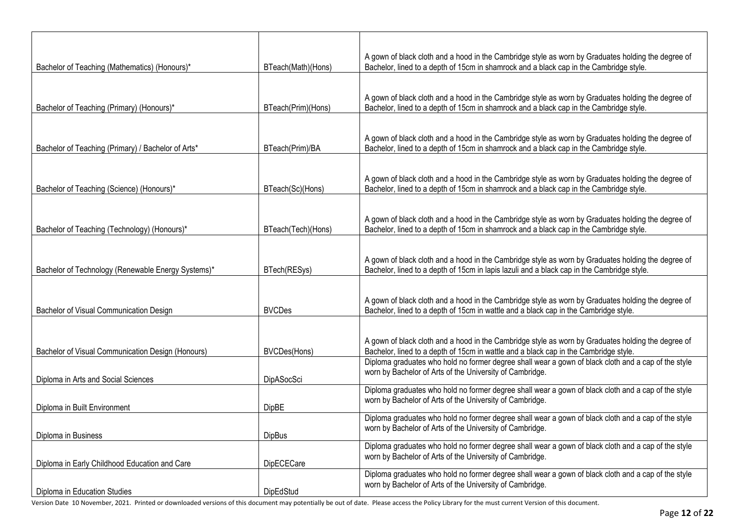| | | |
|---|---|---|
| Bachelor of Teaching (Mathematics) (Honours)* | BTeach(Math)(Hons) | A gown of black cloth and a hood in the Cambridge style as worn by Graduates holding the degree of Bachelor, lined to a depth of 15cm in shamrock and a black cap in the Cambridge style. |
| Bachelor of Teaching (Primary) (Honours)* | BTeach(Prim)(Hons) | A gown of black cloth and a hood in the Cambridge style as worn by Graduates holding the degree of Bachelor, lined to a depth of 15cm in shamrock and a black cap in the Cambridge style. |
| Bachelor of Teaching (Primary) / Bachelor of Arts* | BTeach(Prim)/BA | A gown of black cloth and a hood in the Cambridge style as worn by Graduates holding the degree of Bachelor, lined to a depth of 15cm in shamrock and a black cap in the Cambridge style. |
| Bachelor of Teaching (Science) (Honours)* | BTeach(Sc)(Hons) | A gown of black cloth and a hood in the Cambridge style as worn by Graduates holding the degree of Bachelor, lined to a depth of 15cm in shamrock and a black cap in the Cambridge style. |
| Bachelor of Teaching (Technology) (Honours)* | BTeach(Tech)(Hons) | A gown of black cloth and a hood in the Cambridge style as worn by Graduates holding the degree of Bachelor, lined to a depth of 15cm in shamrock and a black cap in the Cambridge style. |
| Bachelor of Technology (Renewable Energy Systems)* | BTech(RESys) | A gown of black cloth and a hood in the Cambridge style as worn by Graduates holding the degree of Bachelor, lined to a depth of 15cm in lapis lazuli and a black cap in the Cambridge style. |
| Bachelor of Visual Communication Design | BVCDes | A gown of black cloth and a hood in the Cambridge style as worn by Graduates holding the degree of Bachelor, lined to a depth of 15cm in wattle and a black cap in the Cambridge style. |
| Bachelor of Visual Communication Design (Honours) | BVCDes(Hons) | A gown of black cloth and a hood in the Cambridge style as worn by Graduates holding the degree of Bachelor, lined to a depth of 15cm in wattle and a black cap in the Cambridge style. |
| Diploma in Arts and Social Sciences | DipASocSci | Diploma graduates who hold no former degree shall wear a gown of black cloth and a cap of the style worn by Bachelor of Arts of the University of Cambridge. |
| Diploma in Built Environment | DipBE | Diploma graduates who hold no former degree shall wear a gown of black cloth and a cap of the style worn by Bachelor of Arts of the University of Cambridge. |
| Diploma in Business | DipBus | Diploma graduates who hold no former degree shall wear a gown of black cloth and a cap of the style worn by Bachelor of Arts of the University of Cambridge. |
| Diploma in Early Childhood Education and Care | DipECECare | Diploma graduates who hold no former degree shall wear a gown of black cloth and a cap of the style worn by Bachelor of Arts of the University of Cambridge. |
| Diploma in Education Studies | DipEdStud | Diploma graduates who hold no former degree shall wear a gown of black cloth and a cap of the style worn by Bachelor of Arts of the University of Cambridge. |

Version Date 10 November, 2021. Printed or downloaded versions of this document may potentially be out of date. Please access the Policy Library for the must current Version of this document.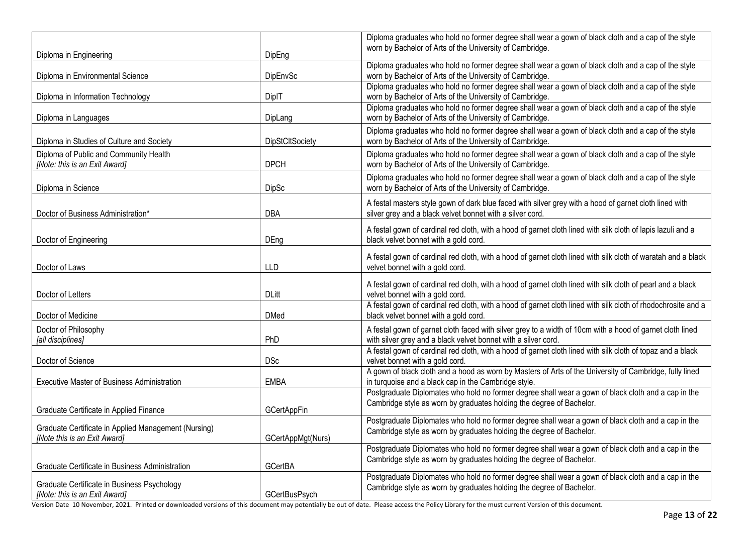| | | |
|---|---|---|
| Diploma in Engineering | DipEng | Diploma graduates who hold no former degree shall wear a gown of black cloth and a cap of the style worn by Bachelor of Arts of the University of Cambridge. |
| Diploma in Environmental Science | DipEnvSc | Diploma graduates who hold no former degree shall wear a gown of black cloth and a cap of the style worn by Bachelor of Arts of the University of Cambridge. |
| Diploma in Information Technology | DipIT | Diploma graduates who hold no former degree shall wear a gown of black cloth and a cap of the style worn by Bachelor of Arts of the University of Cambridge. |
| Diploma in Languages | DipLang | Diploma graduates who hold no former degree shall wear a gown of black cloth and a cap of the style worn by Bachelor of Arts of the University of Cambridge. |
| Diploma in Studies of Culture and Society | DipStCltSociety | Diploma graduates who hold no former degree shall wear a gown of black cloth and a cap of the style worn by Bachelor of Arts of the University of Cambridge. |
| Diploma of Public and Community Health *[Note: this is an Exit Award]* | DPCH | Diploma graduates who hold no former degree shall wear a gown of black cloth and a cap of the style worn by Bachelor of Arts of the University of Cambridge. |
| Diploma in Science | DipSc | Diploma graduates who hold no former degree shall wear a gown of black cloth and a cap of the style worn by Bachelor of Arts of the University of Cambridge. |
| Doctor of Business Administration* | DBA | A festal masters style gown of dark blue faced with silver grey with a hood of garnet cloth lined with silver grey and a black velvet bonnet with a silver cord. |
| Doctor of Engineering | DEng | A festal gown of cardinal red cloth, with a hood of garnet cloth lined with silk cloth of lapis lazuli and a black velvet bonnet with a gold cord. |
| Doctor of Laws | LLD | A festal gown of cardinal red cloth, with a hood of garnet cloth lined with silk cloth of waratah and a black velvet bonnet with a gold cord. |
| Doctor of Letters | DLitt | A festal gown of cardinal red cloth, with a hood of garnet cloth lined with silk cloth of pearl and a black velvet bonnet with a gold cord. |
| Doctor of Medicine | DMed | A festal gown of cardinal red cloth, with a hood of garnet cloth lined with silk cloth of rhodochrosite and a black velvet bonnet with a gold cord. |
| Doctor of Philosophy *[all disciplines]* | PhD | A festal gown of garnet cloth faced with silver grey to a width of 10cm with a hood of garnet cloth lined with silver grey and a black velvet bonnet with a silver cord. |
| Doctor of Science | DSc | A festal gown of cardinal red cloth, with a hood of garnet cloth lined with silk cloth of topaz and a black velvet bonnet with a gold cord. |
| Executive Master of Business Administration | EMBA | A gown of black cloth and a hood as worn by Masters of Arts of the University of Cambridge, fully lined in turquoise and a black cap in the Cambridge style. |
| Graduate Certificate in Applied Finance | GCertAppFin | Postgraduate Diplomates who hold no former degree shall wear a gown of black cloth and a cap in the Cambridge style as worn by graduates holding the degree of Bachelor. |
| Graduate Certificate in Applied Management (Nursing) *[Note this is an Exit Award]* | GCertAppMgt(Nurs) | Postgraduate Diplomates who hold no former degree shall wear a gown of black cloth and a cap in the Cambridge style as worn by graduates holding the degree of Bachelor. |
| Graduate Certificate in Business Administration | GCertBA | Postgraduate Diplomates who hold no former degree shall wear a gown of black cloth and a cap in the Cambridge style as worn by graduates holding the degree of Bachelor. |
| Graduate Certificate in Business Psychology *[Note: this is an Exit Award]* | GCertBusPsych | Postgraduate Diplomates who hold no former degree shall wear a gown of black cloth and a cap in the Cambridge style as worn by graduates holding the degree of Bachelor. |

Version Date 10 November, 2021. Printed or downloaded versions of this document may potentially be out of date. Please access the Policy Library for the must current Version of this document.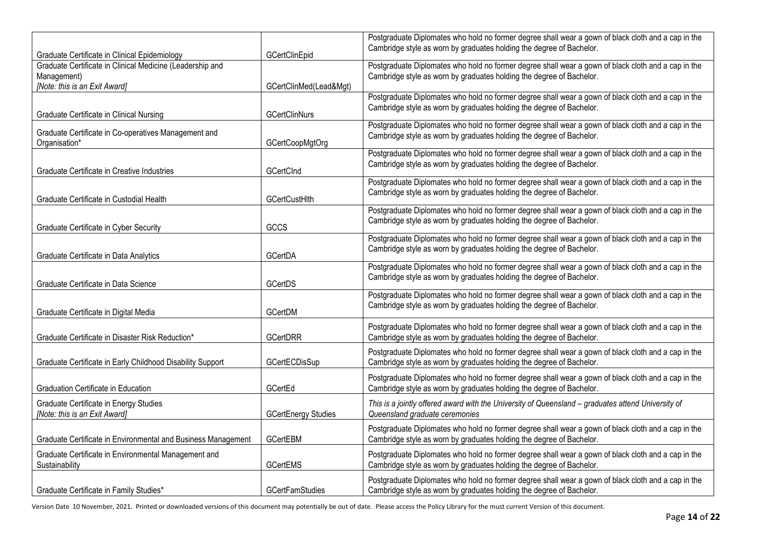| | | |
|---|---|---|
| Graduate Certificate in Clinical Epidemiology | GCertClinEpid | Postgraduate Diplomates who hold no former degree shall wear a gown of black cloth and a cap in the Cambridge style as worn by graduates holding the degree of Bachelor. |
| Graduate Certificate in Clinical Medicine (Leadership and Management) *[Note: this is an Exit Award]* | GCertClinMed(Lead&Mgt) | Postgraduate Diplomates who hold no former degree shall wear a gown of black cloth and a cap in the Cambridge style as worn by graduates holding the degree of Bachelor. |
| Graduate Certificate in Clinical Nursing | GCertClinNurs | Postgraduate Diplomates who hold no former degree shall wear a gown of black cloth and a cap in the Cambridge style as worn by graduates holding the degree of Bachelor. |
| Graduate Certificate in Co-operatives Management and Organisation* | GCertCoopMgtOrg | Postgraduate Diplomates who hold no former degree shall wear a gown of black cloth and a cap in the Cambridge style as worn by graduates holding the degree of Bachelor. |
| Graduate Certificate in Creative Industries | GCertCInd | Postgraduate Diplomates who hold no former degree shall wear a gown of black cloth and a cap in the Cambridge style as worn by graduates holding the degree of Bachelor. |
| Graduate Certificate in Custodial Health | GCertCustHlth | Postgraduate Diplomates who hold no former degree shall wear a gown of black cloth and a cap in the Cambridge style as worn by graduates holding the degree of Bachelor. |
| Graduate Certificate in Cyber Security | GCCS | Postgraduate Diplomates who hold no former degree shall wear a gown of black cloth and a cap in the Cambridge style as worn by graduates holding the degree of Bachelor. |
| Graduate Certificate in Data Analytics | GCertDA | Postgraduate Diplomates who hold no former degree shall wear a gown of black cloth and a cap in the Cambridge style as worn by graduates holding the degree of Bachelor. |
| Graduate Certificate in Data Science | GCertDS | Postgraduate Diplomates who hold no former degree shall wear a gown of black cloth and a cap in the Cambridge style as worn by graduates holding the degree of Bachelor. |
| Graduate Certificate in Digital Media | GCertDM | Postgraduate Diplomates who hold no former degree shall wear a gown of black cloth and a cap in the Cambridge style as worn by graduates holding the degree of Bachelor. |
| Graduate Certificate in Disaster Risk Reduction* | GCertDRR | Postgraduate Diplomates who hold no former degree shall wear a gown of black cloth and a cap in the Cambridge style as worn by graduates holding the degree of Bachelor. |
| Graduate Certificate in Early Childhood Disability Support | GCertECDisSup | Postgraduate Diplomates who hold no former degree shall wear a gown of black cloth and a cap in the Cambridge style as worn by graduates holding the degree of Bachelor. |
| Graduation Certificate in Education | GCertEd | Postgraduate Diplomates who hold no former degree shall wear a gown of black cloth and a cap in the Cambridge style as worn by graduates holding the degree of Bachelor. |
| Graduate Certificate in Energy Studies *[Note: this is an Exit Award]* | GCertEnergy Studies | *This is a jointly offered award with the University of Queensland – graduates attend University of Queensland graduate ceremonies* |
| Graduate Certificate in Environmental and Business Management | GCertEBM | Postgraduate Diplomates who hold no former degree shall wear a gown of black cloth and a cap in the Cambridge style as worn by graduates holding the degree of Bachelor. |
| Graduate Certificate in Environmental Management and Sustainability | GCertEMS | Postgraduate Diplomates who hold no former degree shall wear a gown of black cloth and a cap in the Cambridge style as worn by graduates holding the degree of Bachelor. |
| Graduate Certificate in Family Studies* | GCertFamStudies | Postgraduate Diplomates who hold no former degree shall wear a gown of black cloth and a cap in the Cambridge style as worn by graduates holding the degree of Bachelor. |

Version Date 10 November, 2021. Printed or downloaded versions of this document may potentially be out of date. Please access the Policy Library for the must current Version of this document.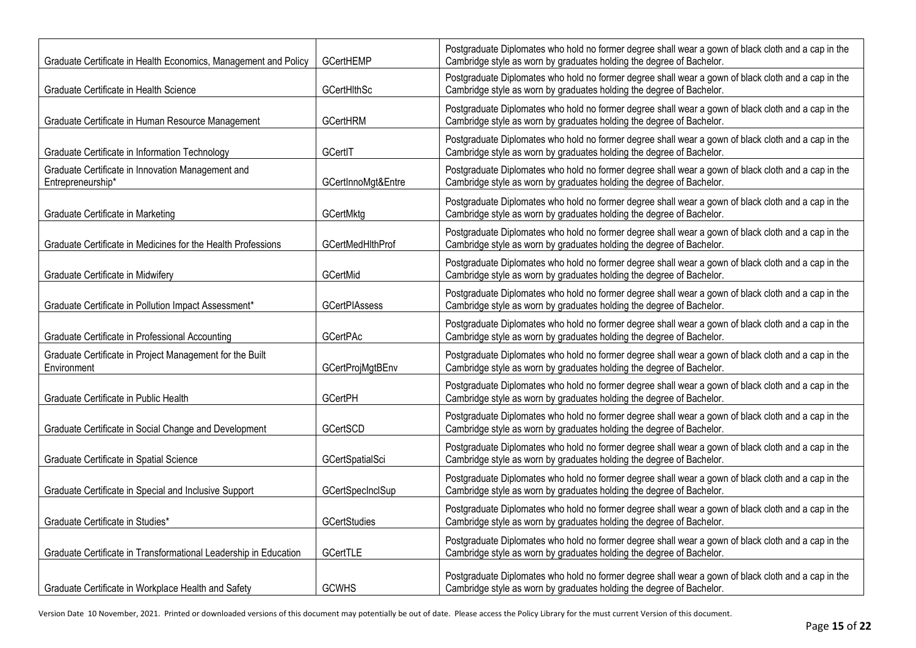| | | |
|---|---|---|
| Graduate Certificate in Health Economics, Management and Policy | GCertHEMP | Postgraduate Diplomates who hold no former degree shall wear a gown of black cloth and a cap in the Cambridge style as worn by graduates holding the degree of Bachelor. |
| Graduate Certificate in Health Science | GCertHlthSc | Postgraduate Diplomates who hold no former degree shall wear a gown of black cloth and a cap in the Cambridge style as worn by graduates holding the degree of Bachelor. |
| Graduate Certificate in Human Resource Management | GCertHRM | Postgraduate Diplomates who hold no former degree shall wear a gown of black cloth and a cap in the Cambridge style as worn by graduates holding the degree of Bachelor. |
| Graduate Certificate in Information Technology | GCertIT | Postgraduate Diplomates who hold no former degree shall wear a gown of black cloth and a cap in the Cambridge style as worn by graduates holding the degree of Bachelor. |
| Graduate Certificate in Innovation Management and Entrepreneurship* | GCertInnoMgt&Entre | Postgraduate Diplomates who hold no former degree shall wear a gown of black cloth and a cap in the Cambridge style as worn by graduates holding the degree of Bachelor. |
| Graduate Certificate in Marketing | GCertMktg | Postgraduate Diplomates who hold no former degree shall wear a gown of black cloth and a cap in the Cambridge style as worn by graduates holding the degree of Bachelor. |
| Graduate Certificate in Medicines for the Health Professions | GCertMedHlthProf | Postgraduate Diplomates who hold no former degree shall wear a gown of black cloth and a cap in the Cambridge style as worn by graduates holding the degree of Bachelor. |
| Graduate Certificate in Midwifery | GCertMid | Postgraduate Diplomates who hold no former degree shall wear a gown of black cloth and a cap in the Cambridge style as worn by graduates holding the degree of Bachelor. |
| Graduate Certificate in Pollution Impact Assessment* | GCertPIAssess | Postgraduate Diplomates who hold no former degree shall wear a gown of black cloth and a cap in the Cambridge style as worn by graduates holding the degree of Bachelor. |
| Graduate Certificate in Professional Accounting | GCertPAc | Postgraduate Diplomates who hold no former degree shall wear a gown of black cloth and a cap in the Cambridge style as worn by graduates holding the degree of Bachelor. |
| Graduate Certificate in Project Management for the Built Environment | GCertProjMgtBEnv | Postgraduate Diplomates who hold no former degree shall wear a gown of black cloth and a cap in the Cambridge style as worn by graduates holding the degree of Bachelor. |
| Graduate Certificate in Public Health | GCertPH | Postgraduate Diplomates who hold no former degree shall wear a gown of black cloth and a cap in the Cambridge style as worn by graduates holding the degree of Bachelor. |
| Graduate Certificate in Social Change and Development | GCertSCD | Postgraduate Diplomates who hold no former degree shall wear a gown of black cloth and a cap in the Cambridge style as worn by graduates holding the degree of Bachelor. |
| Graduate Certificate in Spatial Science | GCertSpatialSci | Postgraduate Diplomates who hold no former degree shall wear a gown of black cloth and a cap in the Cambridge style as worn by graduates holding the degree of Bachelor. |
| Graduate Certificate in Special and Inclusive Support | GCertSpecInclSup | Postgraduate Diplomates who hold no former degree shall wear a gown of black cloth and a cap in the Cambridge style as worn by graduates holding the degree of Bachelor. |
| Graduate Certificate in Studies* | GCertStudies | Postgraduate Diplomates who hold no former degree shall wear a gown of black cloth and a cap in the Cambridge style as worn by graduates holding the degree of Bachelor. |
| Graduate Certificate in Transformational Leadership in Education | GCertTLE | Postgraduate Diplomates who hold no former degree shall wear a gown of black cloth and a cap in the Cambridge style as worn by graduates holding the degree of Bachelor. |
| Graduate Certificate in Workplace Health and Safety | GCWHS | Postgraduate Diplomates who hold no former degree shall wear a gown of black cloth and a cap in the Cambridge style as worn by graduates holding the degree of Bachelor. |

Version Date 10 November, 2021. Printed or downloaded versions of this document may potentially be out of date. Please access the Policy Library for the must current Version of this document.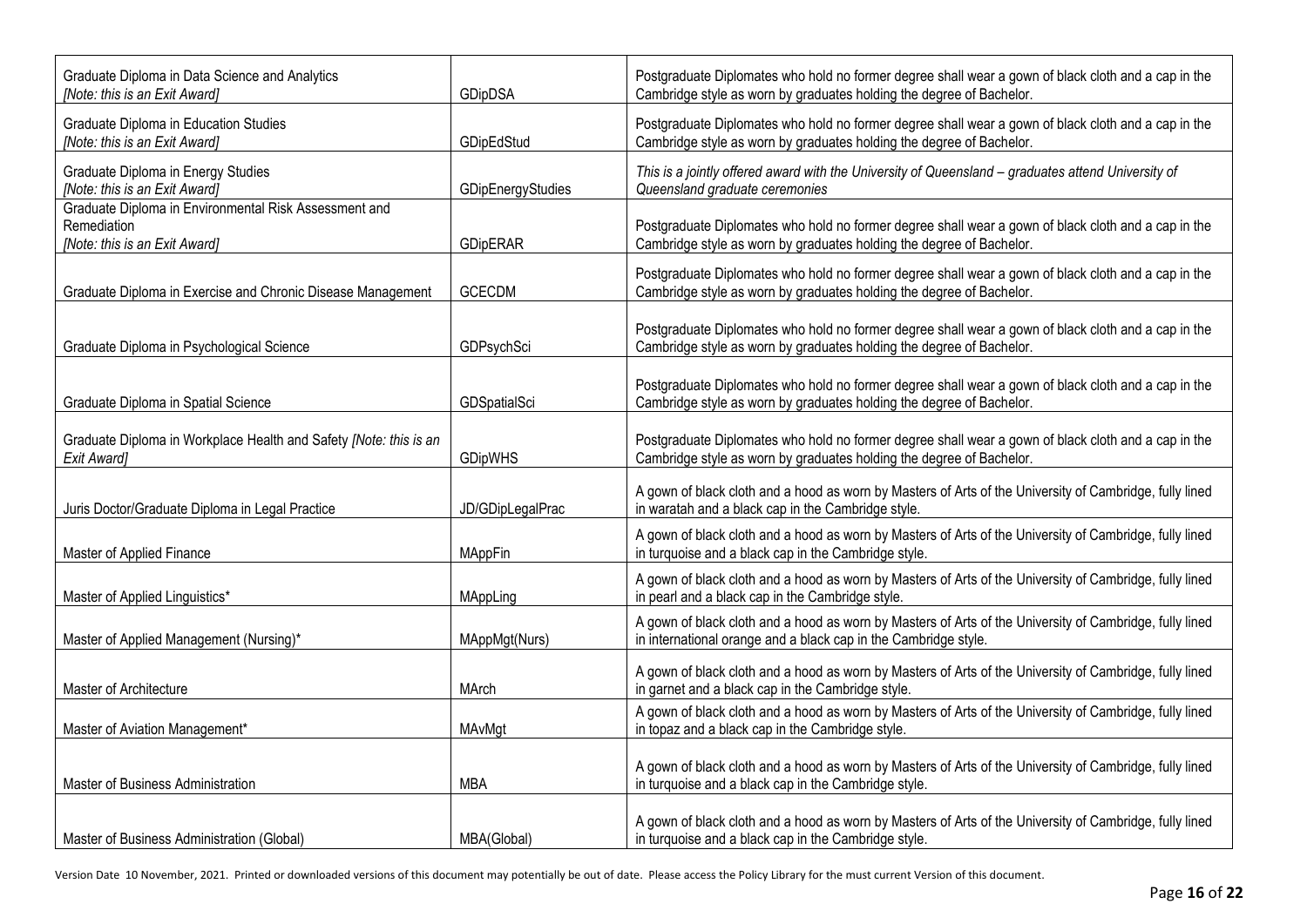| | | |
|---|---|---|
| Graduate Diploma in Data Science and Analytics *[Note: this is an Exit Award]* | GDipDSA | Postgraduate Diplomates who hold no former degree shall wear a gown of black cloth and a cap in the Cambridge style as worn by graduates holding the degree of Bachelor. |
| Graduate Diploma in Education Studies *[Note: this is an Exit Award]* | GDipEdStud | Postgraduate Diplomates who hold no former degree shall wear a gown of black cloth and a cap in the Cambridge style as worn by graduates holding the degree of Bachelor. |
| Graduate Diploma in Energy Studies *[Note: this is an Exit Award]* | GDipEnergyStudies | *This is a jointly offered award with the University of Queensland – graduates attend University of Queensland graduate ceremonies* |
| Graduate Diploma in Environmental Risk Assessment and Remediation *[Note: this is an Exit Award]* | GDipERAR | Postgraduate Diplomates who hold no former degree shall wear a gown of black cloth and a cap in the Cambridge style as worn by graduates holding the degree of Bachelor. |
| Graduate Diploma in Exercise and Chronic Disease Management | GCECDM | Postgraduate Diplomates who hold no former degree shall wear a gown of black cloth and a cap in the Cambridge style as worn by graduates holding the degree of Bachelor. |
| Graduate Diploma in Psychological Science | GDPsychSci | Postgraduate Diplomates who hold no former degree shall wear a gown of black cloth and a cap in the Cambridge style as worn by graduates holding the degree of Bachelor. |
| Graduate Diploma in Spatial Science | GDSpatialSci | Postgraduate Diplomates who hold no former degree shall wear a gown of black cloth and a cap in the Cambridge style as worn by graduates holding the degree of Bachelor. |
| Graduate Diploma in Workplace Health and Safety *[Note: this is an Exit Award]* | GDipWHS | Postgraduate Diplomates who hold no former degree shall wear a gown of black cloth and a cap in the Cambridge style as worn by graduates holding the degree of Bachelor. |
| Juris Doctor/Graduate Diploma in Legal Practice | JD/GDipLegalPrac | A gown of black cloth and a hood as worn by Masters of Arts of the University of Cambridge, fully lined in waratah and a black cap in the Cambridge style. |
| Master of Applied Finance | MAppFin | A gown of black cloth and a hood as worn by Masters of Arts of the University of Cambridge, fully lined in turquoise and a black cap in the Cambridge style. |
| Master of Applied Linguistics* | MAppLing | A gown of black cloth and a hood as worn by Masters of Arts of the University of Cambridge, fully lined in pearl and a black cap in the Cambridge style. |
| Master of Applied Management (Nursing)* | MAppMgt(Nurs) | A gown of black cloth and a hood as worn by Masters of Arts of the University of Cambridge, fully lined in international orange and a black cap in the Cambridge style. |
| Master of Architecture | MArch | A gown of black cloth and a hood as worn by Masters of Arts of the University of Cambridge, fully lined in garnet and a black cap in the Cambridge style. |
| Master of Aviation Management* | MAvMgt | A gown of black cloth and a hood as worn by Masters of Arts of the University of Cambridge, fully lined in topaz and a black cap in the Cambridge style. |
| Master of Business Administration | MBA | A gown of black cloth and a hood as worn by Masters of Arts of the University of Cambridge, fully lined in turquoise and a black cap in the Cambridge style. |
| Master of Business Administration (Global) | MBA(Global) | A gown of black cloth and a hood as worn by Masters of Arts of the University of Cambridge, fully lined in turquoise and a black cap in the Cambridge style. |

Version Date 10 November, 2021. Printed or downloaded versions of this document may potentially be out of date. Please access the Policy Library for the must current Version of this document.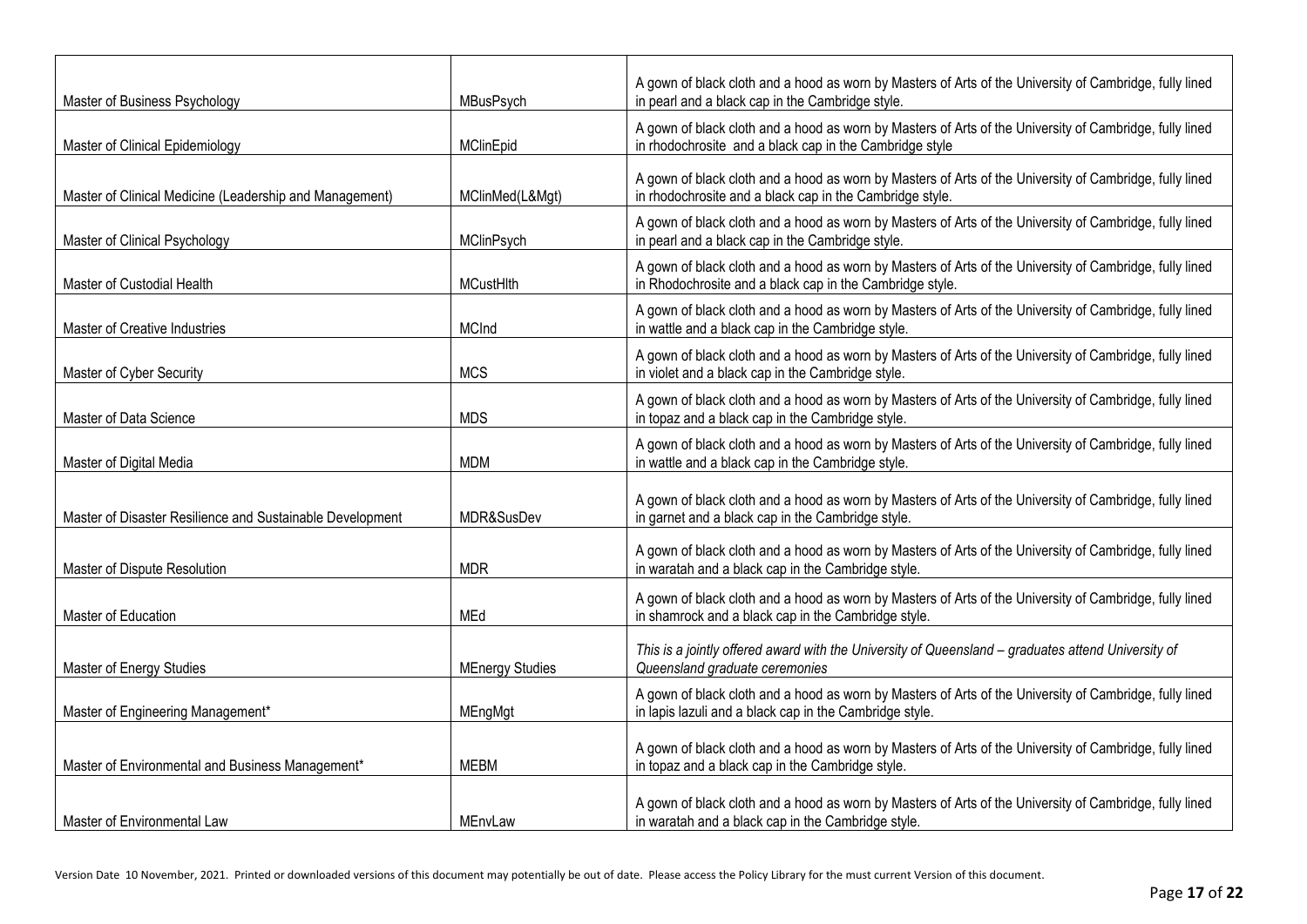| | | |
|---|---|---|
| Master of Business Psychology | MBusPsych | A gown of black cloth and a hood as worn by Masters of Arts of the University of Cambridge, fully lined in pearl and a black cap in the Cambridge style. |
| Master of Clinical Epidemiology | MClinEpid | A gown of black cloth and a hood as worn by Masters of Arts of the University of Cambridge, fully lined in rhodochrosite and a black cap in the Cambridge style |
| Master of Clinical Medicine (Leadership and Management) | MClinMed(L&Mgt) | A gown of black cloth and a hood as worn by Masters of Arts of the University of Cambridge, fully lined in rhodochrosite and a black cap in the Cambridge style. |
| Master of Clinical Psychology | MClinPsych | A gown of black cloth and a hood as worn by Masters of Arts of the University of Cambridge, fully lined in pearl and a black cap in the Cambridge style. |
| Master of Custodial Health | MCustHlth | A gown of black cloth and a hood as worn by Masters of Arts of the University of Cambridge, fully lined in Rhodochrosite and a black cap in the Cambridge style. |
| Master of Creative Industries | MCInd | A gown of black cloth and a hood as worn by Masters of Arts of the University of Cambridge, fully lined in wattle and a black cap in the Cambridge style. |
| Master of Cyber Security | MCS | A gown of black cloth and a hood as worn by Masters of Arts of the University of Cambridge, fully lined in violet and a black cap in the Cambridge style. |
| Master of Data Science | MDS | A gown of black cloth and a hood as worn by Masters of Arts of the University of Cambridge, fully lined in topaz and a black cap in the Cambridge style. |
| Master of Digital Media | MDM | A gown of black cloth and a hood as worn by Masters of Arts of the University of Cambridge, fully lined in wattle and a black cap in the Cambridge style. |
| Master of Disaster Resilience and Sustainable Development | MDR&SusDev | A gown of black cloth and a hood as worn by Masters of Arts of the University of Cambridge, fully lined in garnet and a black cap in the Cambridge style. |
| Master of Dispute Resolution | MDR | A gown of black cloth and a hood as worn by Masters of Arts of the University of Cambridge, fully lined in waratah and a black cap in the Cambridge style. |
| Master of Education | MEd | A gown of black cloth and a hood as worn by Masters of Arts of the University of Cambridge, fully lined in shamrock and a black cap in the Cambridge style. |
| Master of Energy Studies | MEnergy Studies | *This is a jointly offered award with the University of Queensland – graduates attend University of Queensland graduate ceremonies* |
| Master of Engineering Management* | MEngMgt | A gown of black cloth and a hood as worn by Masters of Arts of the University of Cambridge, fully lined in lapis lazuli and a black cap in the Cambridge style. |
| Master of Environmental and Business Management* | MEBM | A gown of black cloth and a hood as worn by Masters of Arts of the University of Cambridge, fully lined in topaz and a black cap in the Cambridge style. |
| Master of Environmental Law | MEnvLaw | A gown of black cloth and a hood as worn by Masters of Arts of the University of Cambridge, fully lined in waratah and a black cap in the Cambridge style. |

Version Date 10 November, 2021. Printed or downloaded versions of this document may potentially be out of date. Please access the Policy Library for the must current Version of this document.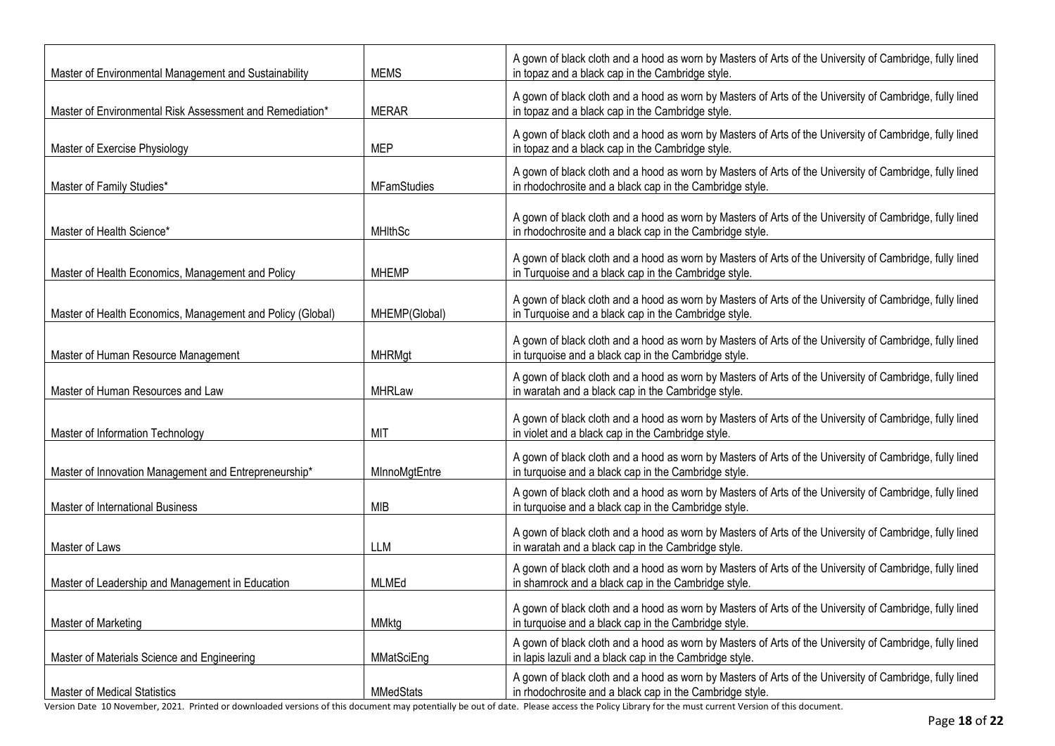| | | |
|---|---|---|
| Master of Environmental Management and Sustainability | MEMS | A gown of black cloth and a hood as worn by Masters of Arts of the University of Cambridge, fully lined in topaz and a black cap in the Cambridge style. |
| Master of Environmental Risk Assessment and Remediation* | MERAR | A gown of black cloth and a hood as worn by Masters of Arts of the University of Cambridge, fully lined in topaz and a black cap in the Cambridge style. |
| Master of Exercise Physiology | MEP | A gown of black cloth and a hood as worn by Masters of Arts of the University of Cambridge, fully lined in topaz and a black cap in the Cambridge style. |
| Master of Family Studies* | MFamStudies | A gown of black cloth and a hood as worn by Masters of Arts of the University of Cambridge, fully lined in rhodochrosite and a black cap in the Cambridge style. |
| Master of Health Science* | MHlthSc | A gown of black cloth and a hood as worn by Masters of Arts of the University of Cambridge, fully lined in rhodochrosite and a black cap in the Cambridge style. |
| Master of Health Economics, Management and Policy | MHEMP | A gown of black cloth and a hood as worn by Masters of Arts of the University of Cambridge, fully lined in Turquoise and a black cap in the Cambridge style. |
| Master of Health Economics, Management and Policy (Global) | MHEMP(Global) | A gown of black cloth and a hood as worn by Masters of Arts of the University of Cambridge, fully lined in Turquoise and a black cap in the Cambridge style. |
| Master of Human Resource Management | MHRMgt | A gown of black cloth and a hood as worn by Masters of Arts of the University of Cambridge, fully lined in turquoise and a black cap in the Cambridge style. |
| Master of Human Resources and Law | MHRLaw | A gown of black cloth and a hood as worn by Masters of Arts of the University of Cambridge, fully lined in waratah and a black cap in the Cambridge style. |
| Master of Information Technology | MIT | A gown of black cloth and a hood as worn by Masters of Arts of the University of Cambridge, fully lined in violet and a black cap in the Cambridge style. |
| Master of Innovation Management and Entrepreneurship* | MInnoMgtEntre | A gown of black cloth and a hood as worn by Masters of Arts of the University of Cambridge, fully lined in turquoise and a black cap in the Cambridge style. |
| Master of International Business | MIB | A gown of black cloth and a hood as worn by Masters of Arts of the University of Cambridge, fully lined in turquoise and a black cap in the Cambridge style. |
| Master of Laws | LLM | A gown of black cloth and a hood as worn by Masters of Arts of the University of Cambridge, fully lined in waratah and a black cap in the Cambridge style. |
| Master of Leadership and Management in Education | MLMEd | A gown of black cloth and a hood as worn by Masters of Arts of the University of Cambridge, fully lined in shamrock and a black cap in the Cambridge style. |
| Master of Marketing | MMktg | A gown of black cloth and a hood as worn by Masters of Arts of the University of Cambridge, fully lined in turquoise and a black cap in the Cambridge style. |
| Master of Materials Science and Engineering | MMatSciEng | A gown of black cloth and a hood as worn by Masters of Arts of the University of Cambridge, fully lined in lapis lazuli and a black cap in the Cambridge style. |
| Master of Medical Statistics | MMedStats | A gown of black cloth and a hood as worn by Masters of Arts of the University of Cambridge, fully lined in rhodochrosite and a black cap in the Cambridge style. |

Version Date 10 November, 2021. Printed or downloaded versions of this document may potentially be out of date. Please access the Policy Library for the must current Version of this document.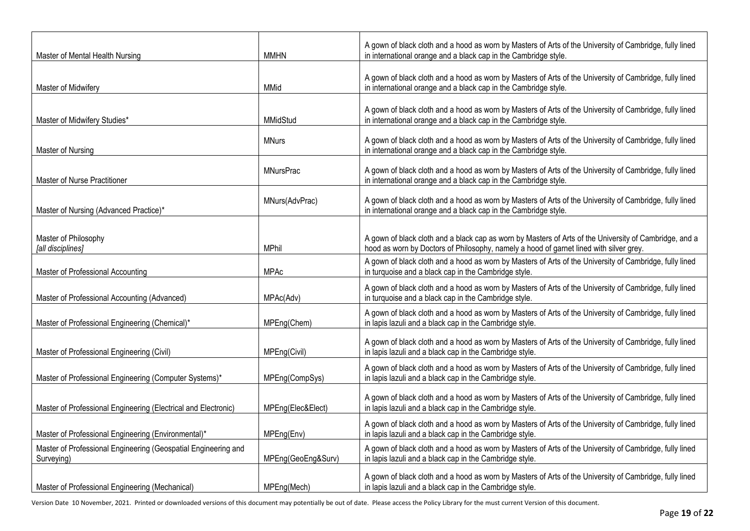| | | |
|---|---|---|
| Master of Mental Health Nursing | MMHN | A gown of black cloth and a hood as worn by Masters of Arts of the University of Cambridge, fully lined in international orange and a black cap in the Cambridge style. |
| Master of Midwifery | MMid | A gown of black cloth and a hood as worn by Masters of Arts of the University of Cambridge, fully lined in international orange and a black cap in the Cambridge style. |
| Master of Midwifery Studies* | MMidStud | A gown of black cloth and a hood as worn by Masters of Arts of the University of Cambridge, fully lined in international orange and a black cap in the Cambridge style. |
| Master of Nursing | MNurs | A gown of black cloth and a hood as worn by Masters of Arts of the University of Cambridge, fully lined in international orange and a black cap in the Cambridge style. |
| Master of Nurse Practitioner | MNursPrac | A gown of black cloth and a hood as worn by Masters of Arts of the University of Cambridge, fully lined in international orange and a black cap in the Cambridge style. |
| Master of Nursing (Advanced Practice)* | MNurs(AdvPrac) | A gown of black cloth and a hood as worn by Masters of Arts of the University of Cambridge, fully lined in international orange and a black cap in the Cambridge style. |
| Master of Philosophy *[all disciplines]* | MPhil | A gown of black cloth and a black cap as worn by Masters of Arts of the University of Cambridge, and a hood as worn by Doctors of Philosophy, namely a hood of garnet lined with silver grey. |
| Master of Professional Accounting | MPAc | A gown of black cloth and a hood as worn by Masters of Arts of the University of Cambridge, fully lined in turquoise and a black cap in the Cambridge style. |
| Master of Professional Accounting (Advanced) | MPAc(Adv) | A gown of black cloth and a hood as worn by Masters of Arts of the University of Cambridge, fully lined in turquoise and a black cap in the Cambridge style. |
| Master of Professional Engineering (Chemical)* | MPEng(Chem) | A gown of black cloth and a hood as worn by Masters of Arts of the University of Cambridge, fully lined in lapis lazuli and a black cap in the Cambridge style. |
| Master of Professional Engineering (Civil) | MPEng(Civil) | A gown of black cloth and a hood as worn by Masters of Arts of the University of Cambridge, fully lined in lapis lazuli and a black cap in the Cambridge style. |
| Master of Professional Engineering (Computer Systems)* | MPEng(CompSys) | A gown of black cloth and a hood as worn by Masters of Arts of the University of Cambridge, fully lined in lapis lazuli and a black cap in the Cambridge style. |
| Master of Professional Engineering (Electrical and Electronic) | MPEng(Elec&Elect) | A gown of black cloth and a hood as worn by Masters of Arts of the University of Cambridge, fully lined in lapis lazuli and a black cap in the Cambridge style. |
| Master of Professional Engineering (Environmental)* | MPEng(Env) | A gown of black cloth and a hood as worn by Masters of Arts of the University of Cambridge, fully lined in lapis lazuli and a black cap in the Cambridge style. |
| Master of Professional Engineering (Geospatial Engineering and Surveying) | MPEng(GeoEng&Surv) | A gown of black cloth and a hood as worn by Masters of Arts of the University of Cambridge, fully lined in lapis lazuli and a black cap in the Cambridge style. |
| Master of Professional Engineering (Mechanical) | MPEng(Mech) | A gown of black cloth and a hood as worn by Masters of Arts of the University of Cambridge, fully lined in lapis lazuli and a black cap in the Cambridge style. |

Version Date 10 November, 2021. Printed or downloaded versions of this document may potentially be out of date. Please access the Policy Library for the must current Version of this document.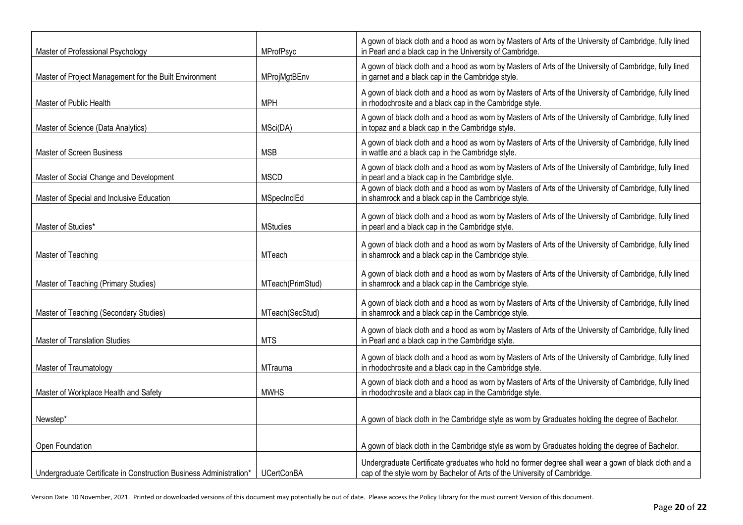| | | |
|---|---|---|
| Master of Professional Psychology | MProfPsyc | A gown of black cloth and a hood as worn by Masters of Arts of the University of Cambridge, fully lined in Pearl and a black cap in the University of Cambridge. |
| Master of Project Management for the Built Environment | MProjMgtBEnv | A gown of black cloth and a hood as worn by Masters of Arts of the University of Cambridge, fully lined in garnet and a black cap in the Cambridge style. |
| Master of Public Health | MPH | A gown of black cloth and a hood as worn by Masters of Arts of the University of Cambridge, fully lined in rhodochrosite and a black cap in the Cambridge style. |
| Master of Science (Data Analytics) | MSci(DA) | A gown of black cloth and a hood as worn by Masters of Arts of the University of Cambridge, fully lined in topaz and a black cap in the Cambridge style. |
| Master of Screen Business | MSB | A gown of black cloth and a hood as worn by Masters of Arts of the University of Cambridge, fully lined in wattle and a black cap in the Cambridge style. |
| Master of Social Change and Development | MSCD | A gown of black cloth and a hood as worn by Masters of Arts of the University of Cambridge, fully lined in pearl and a black cap in the Cambridge style. |
| Master of Special and Inclusive Education | MSpecInclEd | A gown of black cloth and a hood as worn by Masters of Arts of the University of Cambridge, fully lined in shamrock and a black cap in the Cambridge style. |
| Master of Studies* | MStudies | A gown of black cloth and a hood as worn by Masters of Arts of the University of Cambridge, fully lined in pearl and a black cap in the Cambridge style. |
| Master of Teaching | MTeach | A gown of black cloth and a hood as worn by Masters of Arts of the University of Cambridge, fully lined in shamrock and a black cap in the Cambridge style. |
| Master of Teaching (Primary Studies) | MTeach(PrimStud) | A gown of black cloth and a hood as worn by Masters of Arts of the University of Cambridge, fully lined in shamrock and a black cap in the Cambridge style. |
| Master of Teaching (Secondary Studies) | MTeach(SecStud) | A gown of black cloth and a hood as worn by Masters of Arts of the University of Cambridge, fully lined in shamrock and a black cap in the Cambridge style. |
| Master of Translation Studies | MTS | A gown of black cloth and a hood as worn by Masters of Arts of the University of Cambridge, fully lined in Pearl and a black cap in the Cambridge style. |
| Master of Traumatology | MTrauma | A gown of black cloth and a hood as worn by Masters of Arts of the University of Cambridge, fully lined in rhodochrosite and a black cap in the Cambridge style. |
| Master of Workplace Health and Safety | MWHS | A gown of black cloth and a hood as worn by Masters of Arts of the University of Cambridge, fully lined in rhodochrosite and a black cap in the Cambridge style. |
| Newstep* | | A gown of black cloth in the Cambridge style as worn by Graduates holding the degree of Bachelor. |
| Open Foundation | | A gown of black cloth in the Cambridge style as worn by Graduates holding the degree of Bachelor. |
| Undergraduate Certificate in Construction Business Administration* | UCertConBA | Undergraduate Certificate graduates who hold no former degree shall wear a gown of black cloth and a cap of the style worn by Bachelor of Arts of the University of Cambridge. |

Version Date 10 November, 2021. Printed or downloaded versions of this document may potentially be out of date. Please access the Policy Library for the must current Version of this document.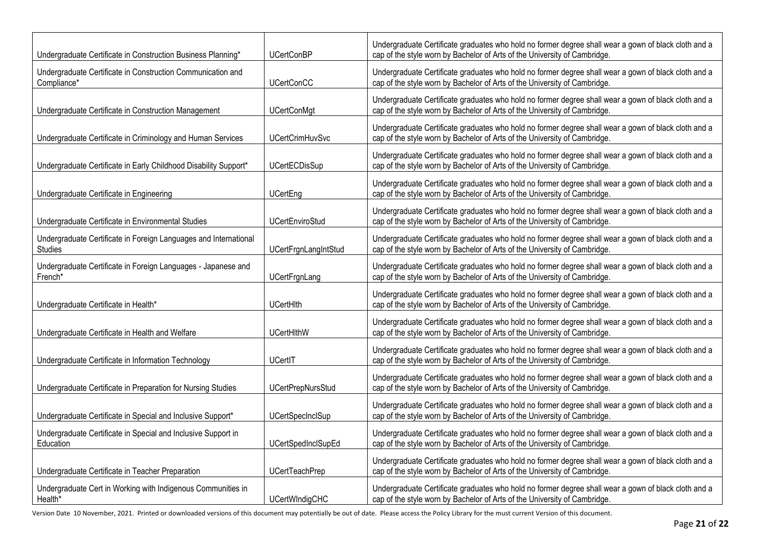| | | |
|---|---|---|
| Undergraduate Certificate in Construction Business Planning* | UCertConBP | Undergraduate Certificate graduates who hold no former degree shall wear a gown of black cloth and a cap of the style worn by Bachelor of Arts of the University of Cambridge. |
| Undergraduate Certificate in Construction Communication and Compliance* | UCertConCC | Undergraduate Certificate graduates who hold no former degree shall wear a gown of black cloth and a cap of the style worn by Bachelor of Arts of the University of Cambridge. |
| Undergraduate Certificate in Construction Management | UCertConMgt | Undergraduate Certificate graduates who hold no former degree shall wear a gown of black cloth and a cap of the style worn by Bachelor of Arts of the University of Cambridge. |
| Undergraduate Certificate in Criminology and Human Services | UCertCrimHuvSvc | Undergraduate Certificate graduates who hold no former degree shall wear a gown of black cloth and a cap of the style worn by Bachelor of Arts of the University of Cambridge. |
| Undergraduate Certificate in Early Childhood Disability Support* | UCertECDisSup | Undergraduate Certificate graduates who hold no former degree shall wear a gown of black cloth and a cap of the style worn by Bachelor of Arts of the University of Cambridge. |
| Undergraduate Certificate in Engineering | UCertEng | Undergraduate Certificate graduates who hold no former degree shall wear a gown of black cloth and a cap of the style worn by Bachelor of Arts of the University of Cambridge. |
| Undergraduate Certificate in Environmental Studies | UCertEnviroStud | Undergraduate Certificate graduates who hold no former degree shall wear a gown of black cloth and a cap of the style worn by Bachelor of Arts of the University of Cambridge. |
| Undergraduate Certificate in Foreign Languages and International Studies | UCertFrgnLangIntStud | Undergraduate Certificate graduates who hold no former degree shall wear a gown of black cloth and a cap of the style worn by Bachelor of Arts of the University of Cambridge. |
| Undergraduate Certificate in Foreign Languages - Japanese and French* | UCertFrgnLang | Undergraduate Certificate graduates who hold no former degree shall wear a gown of black cloth and a cap of the style worn by Bachelor of Arts of the University of Cambridge. |
| Undergraduate Certificate in Health* | UCertHlth | Undergraduate Certificate graduates who hold no former degree shall wear a gown of black cloth and a cap of the style worn by Bachelor of Arts of the University of Cambridge. |
| Undergraduate Certificate in Health and Welfare | UCertHlthW | Undergraduate Certificate graduates who hold no former degree shall wear a gown of black cloth and a cap of the style worn by Bachelor of Arts of the University of Cambridge. |
| Undergraduate Certificate in Information Technology | UCertIT | Undergraduate Certificate graduates who hold no former degree shall wear a gown of black cloth and a cap of the style worn by Bachelor of Arts of the University of Cambridge. |
| Undergraduate Certificate in Preparation for Nursing Studies | UCertPrepNursStud | Undergraduate Certificate graduates who hold no former degree shall wear a gown of black cloth and a cap of the style worn by Bachelor of Arts of the University of Cambridge. |
| Undergraduate Certificate in Special and Inclusive Support* | UCertSpecInclSup | Undergraduate Certificate graduates who hold no former degree shall wear a gown of black cloth and a cap of the style worn by Bachelor of Arts of the University of Cambridge. |
| Undergraduate Certificate in Special and Inclusive Support in Education | UCertSpedInclSupEd | Undergraduate Certificate graduates who hold no former degree shall wear a gown of black cloth and a cap of the style worn by Bachelor of Arts of the University of Cambridge. |
| Undergraduate Certificate in Teacher Preparation | UCertTeachPrep | Undergraduate Certificate graduates who hold no former degree shall wear a gown of black cloth and a cap of the style worn by Bachelor of Arts of the University of Cambridge. |
| Undergraduate Cert in Working with Indigenous Communities in Health* | UCertWIndigCHC | Undergraduate Certificate graduates who hold no former degree shall wear a gown of black cloth and a cap of the style worn by Bachelor of Arts of the University of Cambridge. |

Version Date 10 November, 2021. Printed or downloaded versions of this document may potentially be out of date. Please access the Policy Library for the must current Version of this document.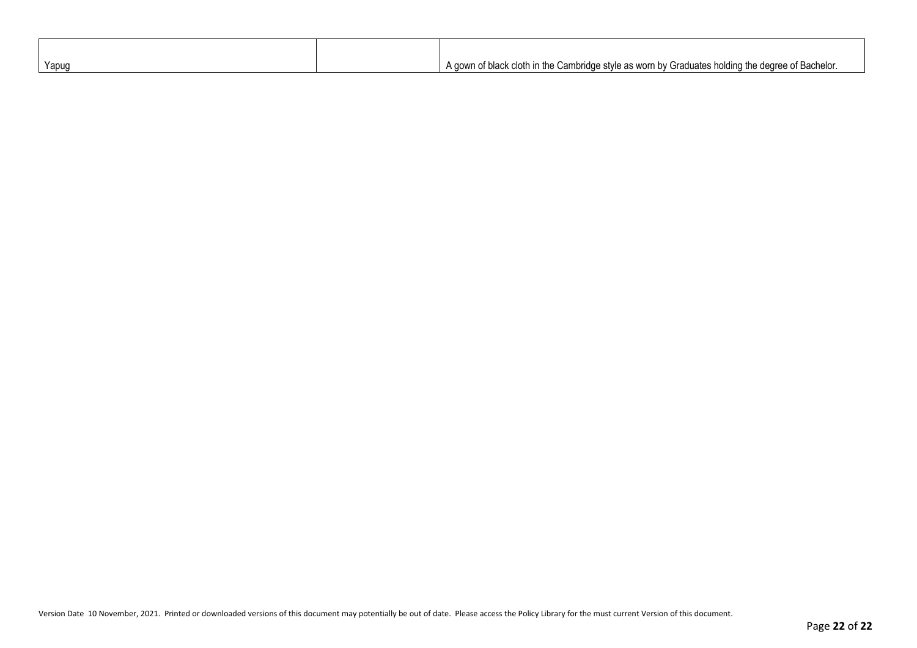| | | |
|---|---|---|
| Yapug | | A gown of black cloth in the Cambridge style as worn by Graduates holding the degree of Bachelor. |

Version Date 10 November, 2021. Printed or downloaded versions of this document may potentially be out of date. Please access the Policy Library for the must current Version of this document.